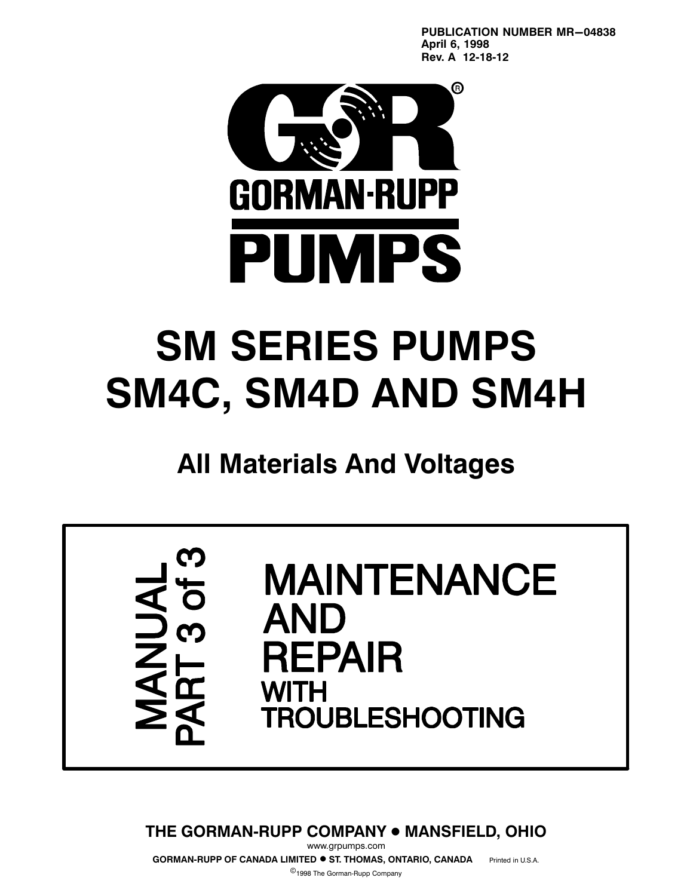PUBLICATION NUMBER MR−04838
April 6, 1998
Rev. A 12-18-12

GORMAN-RUPP

PUMPS

# SM SERIES PUMPS
# SM4C, SM4D AND SM4H

## All Materials And Voltages

MANUAL PART 3 of 3

# MAINTENANCE AND REPAIR WITH TROUBLESHOOTING

**THE GORMAN-RUPP COMPANY • MANSFIELD, OHIO**

www.grpumps.com

**GORMAN-RUPP OF CANADA LIMITED • ST. THOMAS, ONTARIO, CANADA** Printed in U.S.A.

©1998 The Gorman-Rupp Company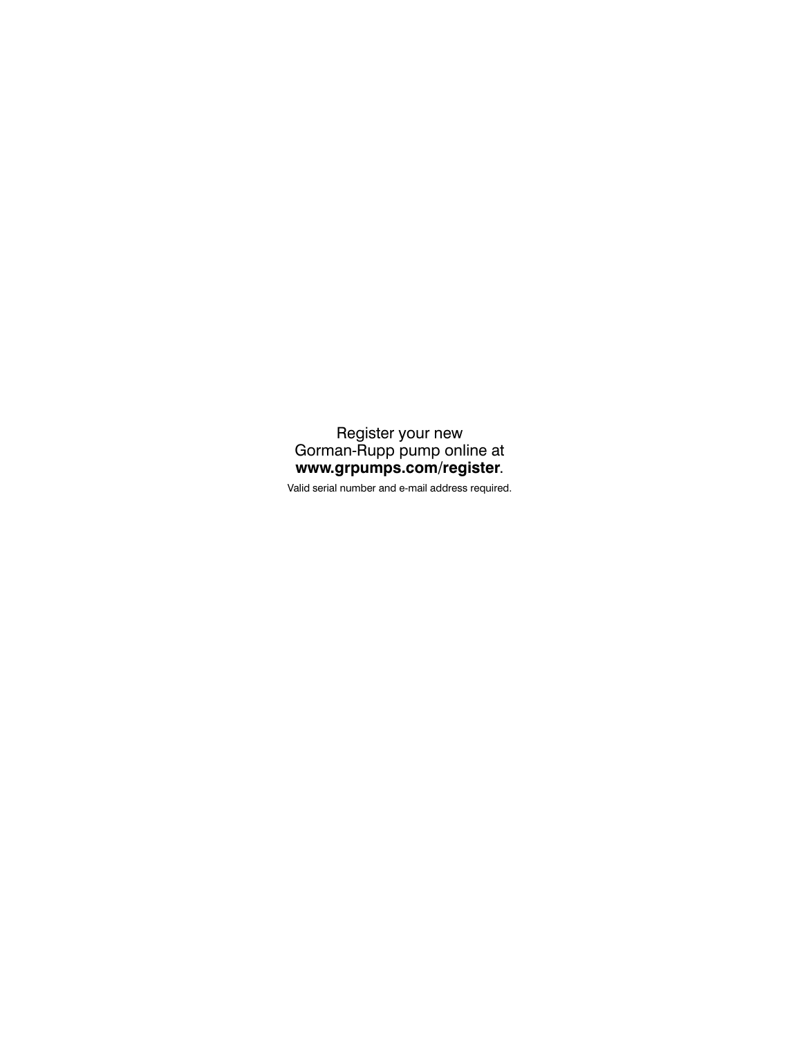Register your new
Gorman-Rupp pump online at
**www.grpumps.com/register**.

Valid serial number and e-mail address required.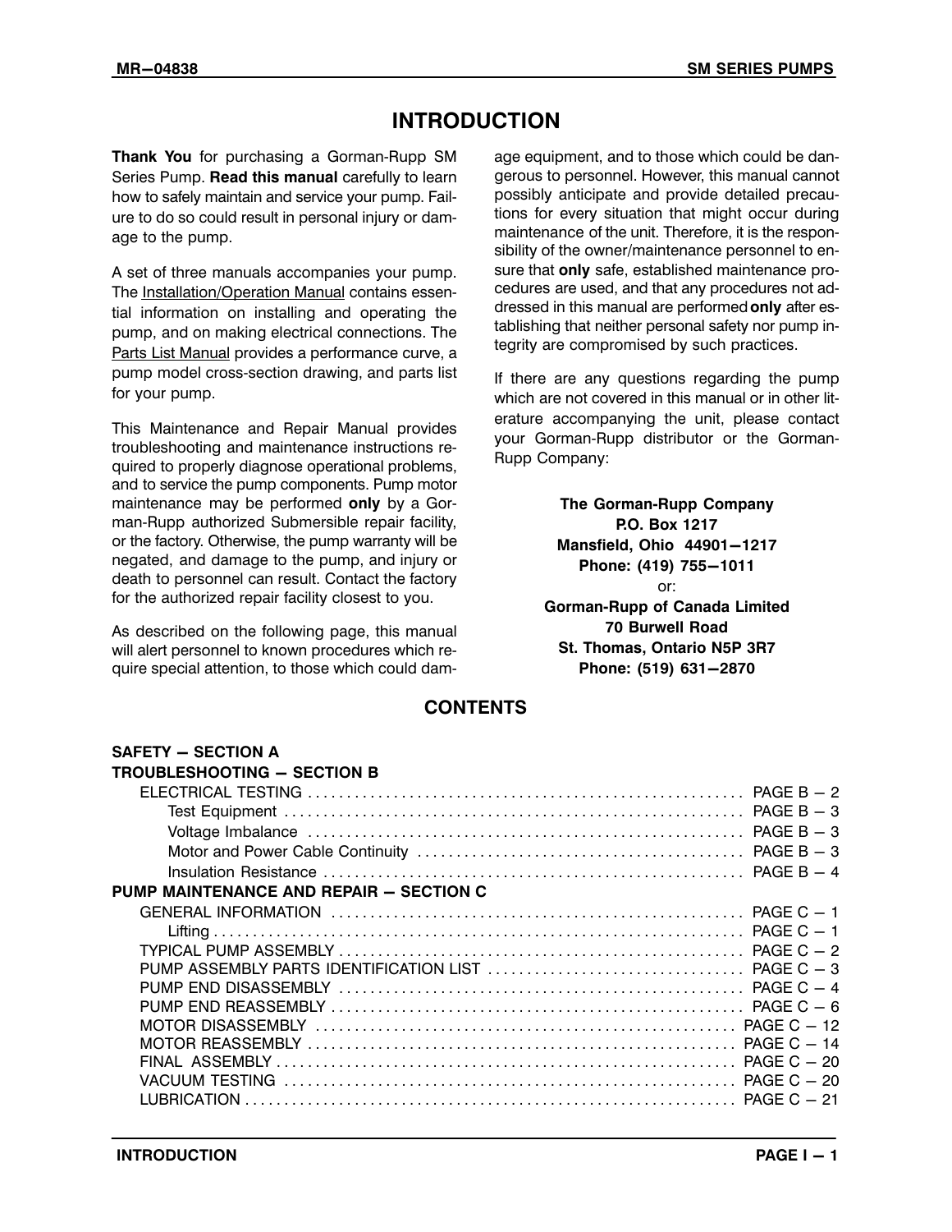# INTRODUCTION

**Thank You** for purchasing a Gorman-Rupp SM Series Pump. **Read this manual** carefully to learn how to safely maintain and service your pump. Failure to do so could result in personal injury or damage to the pump.

A set of three manuals accompanies your pump. The Installation/Operation Manual contains essential information on installing and operating the pump, and on making electrical connections. The Parts List Manual provides a performance curve, a pump model cross-section drawing, and parts list for your pump.

This Maintenance and Repair Manual provides troubleshooting and maintenance instructions required to properly diagnose operational problems, and to service the pump components. Pump motor maintenance may be performed **only** by a Gorman-Rupp authorized Submersible repair facility, or the factory. Otherwise, the pump warranty will be negated, and damage to the pump, and injury or death to personnel can result. Contact the factory for the authorized repair facility closest to you.

As described on the following page, this manual will alert personnel to known procedures which require special attention, to those which could damage equipment, and to those which could be dangerous to personnel. However, this manual cannot possibly anticipate and provide detailed precautions for every situation that might occur during maintenance of the unit. Therefore, it is the responsibility of the owner/maintenance personnel to ensure that **only** safe, established maintenance procedures are used, and that any procedures not addressed in this manual are performed **only** after establishing that neither personal safety nor pump integrity are compromised by such practices.

If there are any questions regarding the pump which are not covered in this manual or in other literature accompanying the unit, please contact your Gorman-Rupp distributor or the Gorman-Rupp Company:

**The Gorman-Rupp Company**
**P.O. Box 1217**
**Mansfield, Ohio 44901−1217**
**Phone: (419) 755−1011**
or:
**Gorman-Rupp of Canada Limited**
**70 Burwell Road**
**St. Thomas, Ontario N5P 3R7**
**Phone: (519) 631−2870**

## CONTENTS

**SAFETY − SECTION A**

**TROUBLESHOOTING − SECTION B**

- ELECTRICAL TESTING ........ PAGE B − 2
  - Test Equipment ........ PAGE B − 3
  - Voltage Imbalance ........ PAGE B − 3
  - Motor and Power Cable Continuity ........ PAGE B − 3
  - Insulation Resistance ........ PAGE B − 4

**PUMP MAINTENANCE AND REPAIR − SECTION C**

- GENERAL INFORMATION ........ PAGE C − 1
  - Lifting ........ PAGE C − 1
- TYPICAL PUMP ASSEMBLY ........ PAGE C − 2
- PUMP ASSEMBLY PARTS IDENTIFICATION LIST ........ PAGE C − 3
- PUMP END DISASSEMBLY ........ PAGE C − 4
- PUMP END REASSEMBLY ........ PAGE C − 6
- MOTOR DISASSEMBLY ........ PAGE C − 12
- MOTOR REASSEMBLY ........ PAGE C − 14
- FINAL ASSEMBLY ........ PAGE C − 20
- VACUUM TESTING ........ PAGE C − 20
- LUBRICATION ........ PAGE C − 21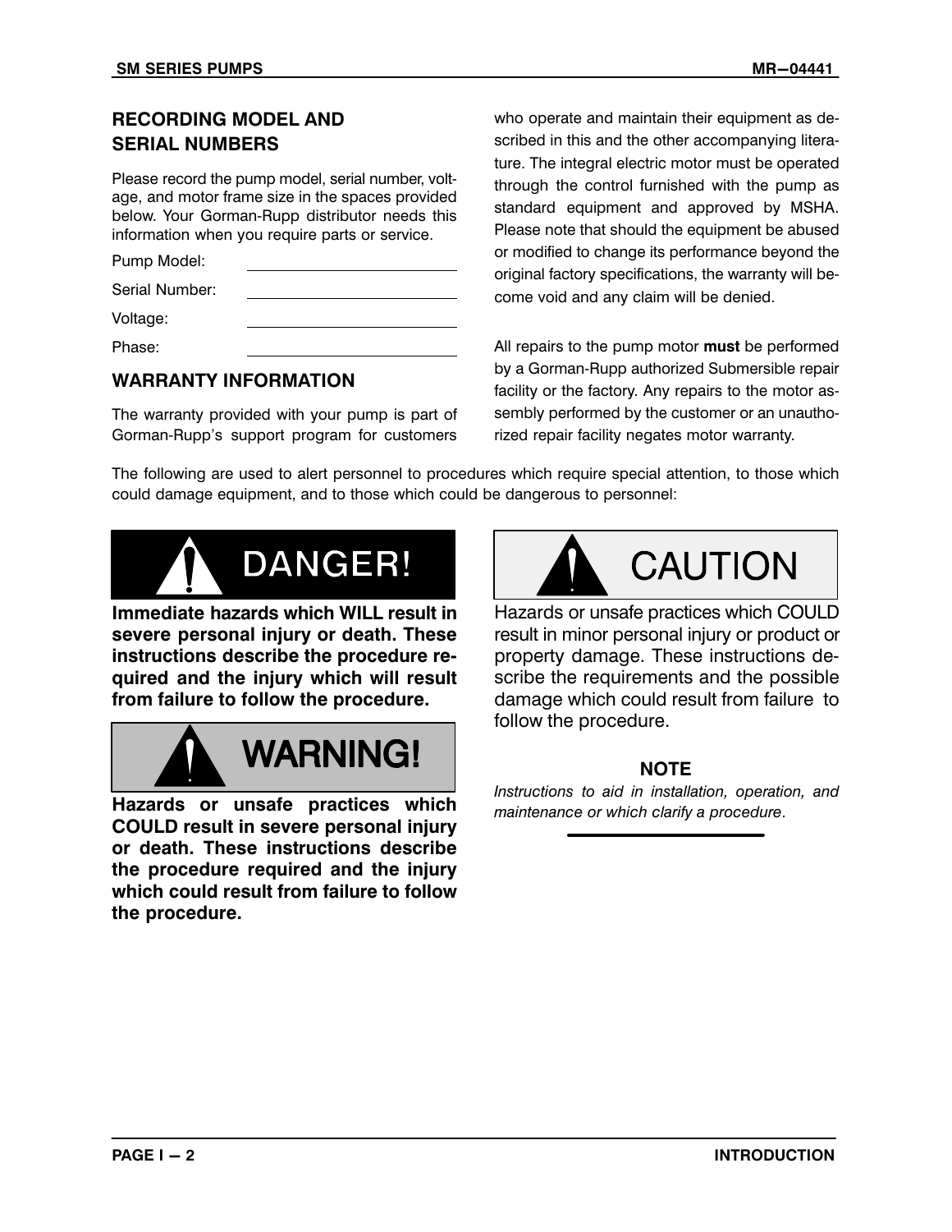## RECORDING MODEL AND SERIAL NUMBERS

Please record the pump model, serial number, voltage, and motor frame size in the spaces provided below. Your Gorman-Rupp distributor needs this information when you require parts or service.

Pump Model: \_\_\_\_\_\_\_\_\_\_\_\_\_\_\_\_\_\_\_\_\_\_\_\_

Serial Number: \_\_\_\_\_\_\_\_\_\_\_\_\_\_\_\_\_\_\_\_\_\_\_\_

Voltage: \_\_\_\_\_\_\_\_\_\_\_\_\_\_\_\_\_\_\_\_\_\_\_\_

Phase: \_\_\_\_\_\_\_\_\_\_\_\_\_\_\_\_\_\_\_\_\_\_\_\_

## WARRANTY INFORMATION

The warranty provided with your pump is part of Gorman-Rupp's support program for customers who operate and maintain their equipment as described in this and the other accompanying literature. The integral electric motor must be operated through the control furnished with the pump as standard equipment and approved by MSHA. Please note that should the equipment be abused or modified to change its performance beyond the original factory specifications, the warranty will become void and any claim will be denied.

All repairs to the pump motor **must** be performed by a Gorman-Rupp authorized Submersible repair facility or the factory. Any repairs to the motor assembly performed by the customer or an unauthorized repair facility negates motor warranty.

The following are used to alert personnel to procedures which require special attention, to those which could damage equipment, and to those which could be dangerous to personnel:

**DANGER!**

**Immediate hazards which WILL result in severe personal injury or death. These instructions describe the procedure required and the injury which will result from failure to follow the procedure.**

**WARNING!**

**Hazards or unsafe practices which COULD result in severe personal injury or death. These instructions describe the procedure required and the injury which could result from failure to follow the procedure.**

**CAUTION**

Hazards or unsafe practices which COULD result in minor personal injury or product or property damage. These instructions describe the requirements and the possible damage which could result from failure to follow the procedure.

**NOTE**

*Instructions to aid in installation, operation, and maintenance or which clarify a procedure.*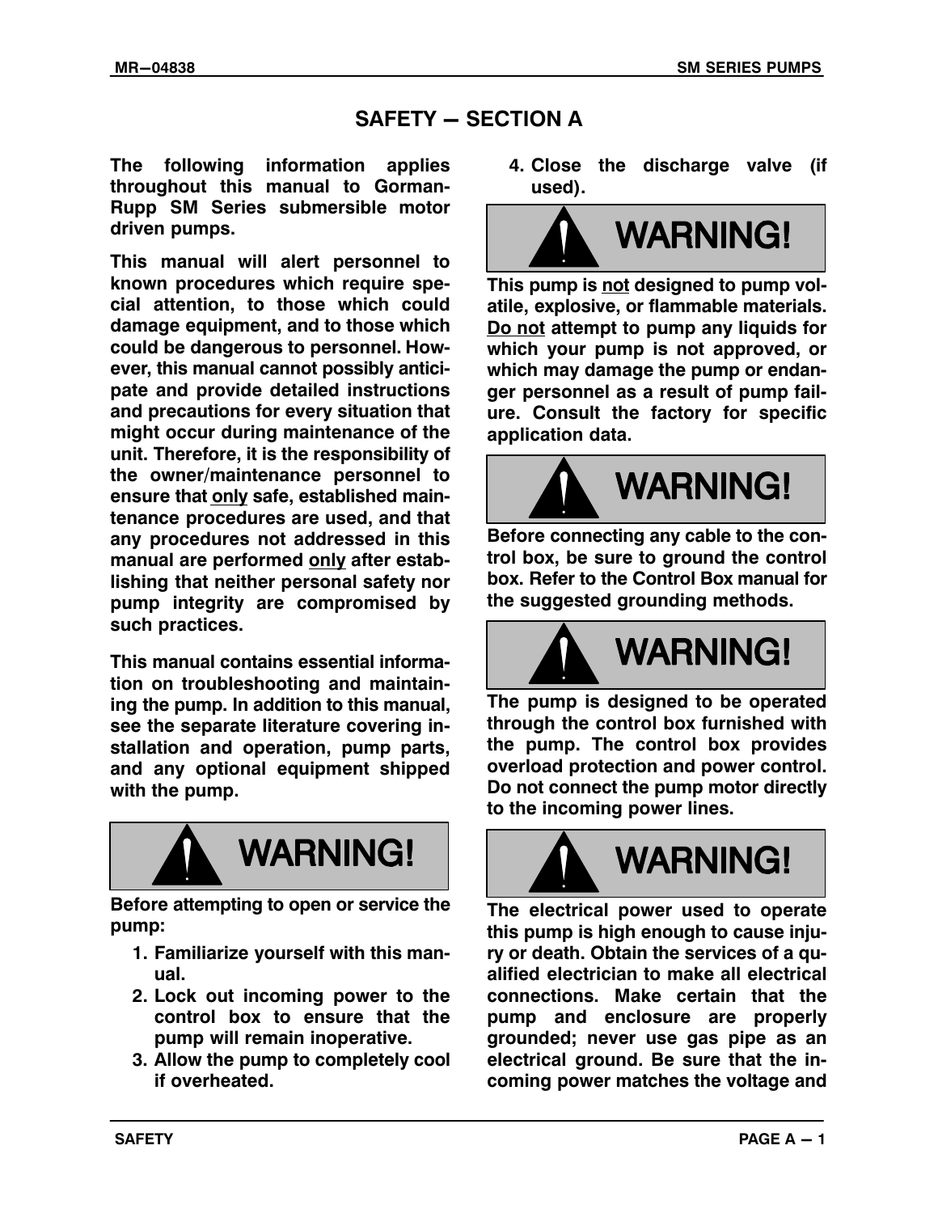# SAFETY — SECTION A

**The following information applies throughout this manual to Gorman-Rupp SM Series submersible motor driven pumps.**

**This manual will alert personnel to known procedures which require special attention, to those which could damage equipment, and to those which could be dangerous to personnel. However, this manual cannot possibly anticipate and provide detailed instructions and precautions for every situation that might occur during maintenance of the unit. Therefore, it is the responsibility of the owner/maintenance personnel to ensure that only safe, established maintenance procedures are used, and that any procedures not addressed in this manual are performed only after establishing that neither personal safety nor pump integrity are compromised by such practices.**

**This manual contains essential information on troubleshooting and maintaining the pump. In addition to this manual, see the separate literature covering installation and operation, pump parts, and any optional equipment shipped with the pump.**

**WARNING!**

**Before attempting to open or service the pump:**

1. **Familiarize yourself with this manual.**
2. **Lock out incoming power to the control box to ensure that the pump will remain inoperative.**
3. **Allow the pump to completely cool if overheated.**
4. **Close the discharge valve (if used).**

**WARNING!**

**This pump is not designed to pump volatile, explosive, or flammable materials. Do not attempt to pump any liquids for which your pump is not approved, or which may damage the pump or endanger personnel as a result of pump failure. Consult the factory for specific application data.**

**WARNING!**

**Before connecting any cable to the control box, be sure to ground the control box. Refer to the Control Box manual for the suggested grounding methods.**

**WARNING!**

**The pump is designed to be operated through the control box furnished with the pump. The control box provides overload protection and power control. Do not connect the pump motor directly to the incoming power lines.**

**WARNING!**

**The electrical power used to operate this pump is high enough to cause injury or death. Obtain the services of a qualified electrician to make all electrical connections. Make certain that the pump and enclosure are properly grounded; never use gas pipe as an electrical ground. Be sure that the incoming power matches the voltage and**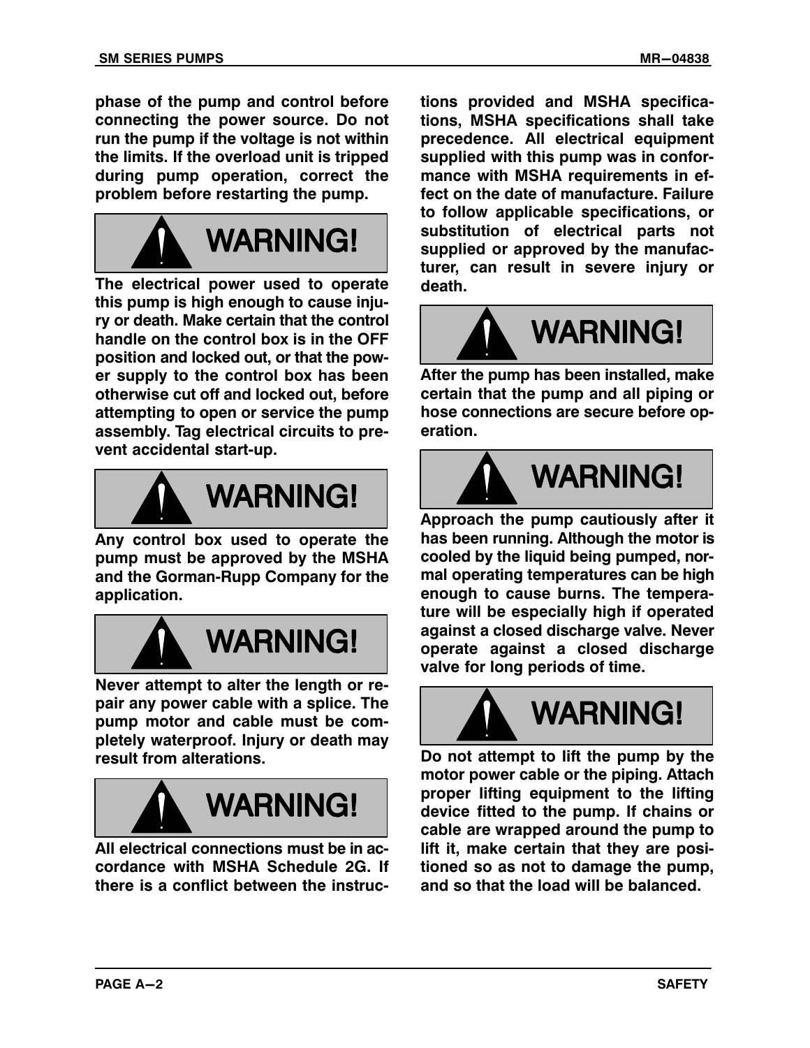**phase of the pump and control before connecting the power source. Do not run the pump if the voltage is not within the limits. If the overload unit is tripped during pump operation, correct the problem before restarting the pump.**

## WARNING!

**The electrical power used to operate this pump is high enough to cause injury or death. Make certain that the control handle on the control box is in the OFF position and locked out, or that the power supply to the control box has been otherwise cut off and locked out, before attempting to open or service the pump assembly. Tag electrical circuits to prevent accidental start-up.**

## WARNING!

**Any control box used to operate the pump must be approved by the MSHA and the Gorman-Rupp Company for the application.**

## WARNING!

**Never attempt to alter the length or repair any power cable with a splice. The pump motor and cable must be completely waterproof. Injury or death may result from alterations.**

## WARNING!

**All electrical connections must be in accordance with MSHA Schedule 2G. If there is a conflict between the instructions provided and MSHA specifications, MSHA specifications shall take precedence. All electrical equipment supplied with this pump was in conformance with MSHA requirements in effect on the date of manufacture. Failure to follow applicable specifications, or substitution of electrical parts not supplied or approved by the manufacturer, can result in severe injury or death.**

## WARNING!

**After the pump has been installed, make certain that the pump and all piping or hose connections are secure before operation.**

## WARNING!

**Approach the pump cautiously after it has been running. Although the motor is cooled by the liquid being pumped, normal operating temperatures can be high enough to cause burns. The temperature will be especially high if operated against a closed discharge valve. Never operate against a closed discharge valve for long periods of time.**

## WARNING!

**Do not attempt to lift the pump by the motor power cable or the piping. Attach proper lifting equipment to the lifting device fitted to the pump. If chains or cable are wrapped around the pump to lift it, make certain that they are positioned so as not to damage the pump, and so that the load will be balanced.**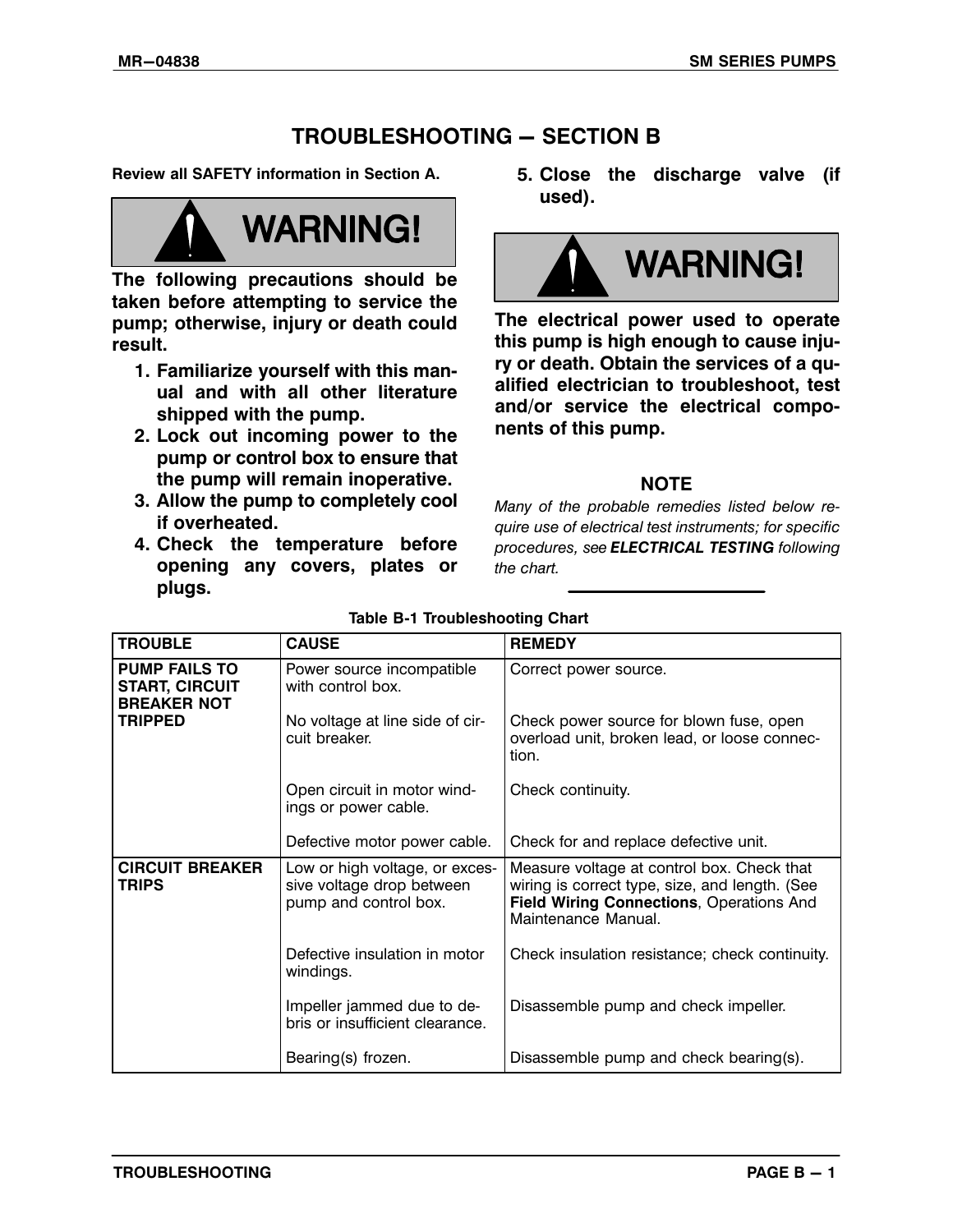# TROUBLESHOOTING — SECTION B

**Review all SAFETY information in Section A.**

**WARNING!**

**The following precautions should be taken before attempting to service the pump; otherwise, injury or death could result.**

1. **Familiarize yourself with this manual and with all other literature shipped with the pump.**
2. **Lock out incoming power to the pump or control box to ensure that the pump will remain inoperative.**
3. **Allow the pump to completely cool if overheated.**
4. **Check the temperature before opening any covers, plates or plugs.**
5. **Close the discharge valve (if used).**

**WARNING!**

**The electrical power used to operate this pump is high enough to cause injury or death. Obtain the services of a qualified electrician to troubleshoot, test and/or service the electrical components of this pump.**

**NOTE**

*Many of the probable remedies listed below require use of electrical test instruments; for specific procedures, see **ELECTRICAL TESTING** following the chart.*

**Table B-1 Troubleshooting Chart**

| TROUBLE | CAUSE | REMEDY |
|---|---|---|
| **PUMP FAILS TO START, CIRCUIT BREAKER NOT TRIPPED** | Power source incompatible with control box. | Correct power source. |
| | No voltage at line side of circuit breaker. | Check power source for blown fuse, open overload unit, broken lead, or loose connection. |
| | Open circuit in motor windings or power cable. | Check continuity. |
| | Defective motor power cable. | Check for and replace defective unit. |
| **CIRCUIT BREAKER TRIPS** | Low or high voltage, or excessive voltage drop between pump and control box. | Measure voltage at control box. Check that wiring is correct type, size, and length. (See **Field Wiring Connections**, Operations And Maintenance Manual. |
| | Defective insulation in motor windings. | Check insulation resistance; check continuity. |
| | Impeller jammed due to debris or insufficient clearance. | Disassemble pump and check impeller. |
| | Bearing(s) frozen. | Disassemble pump and check bearing(s). |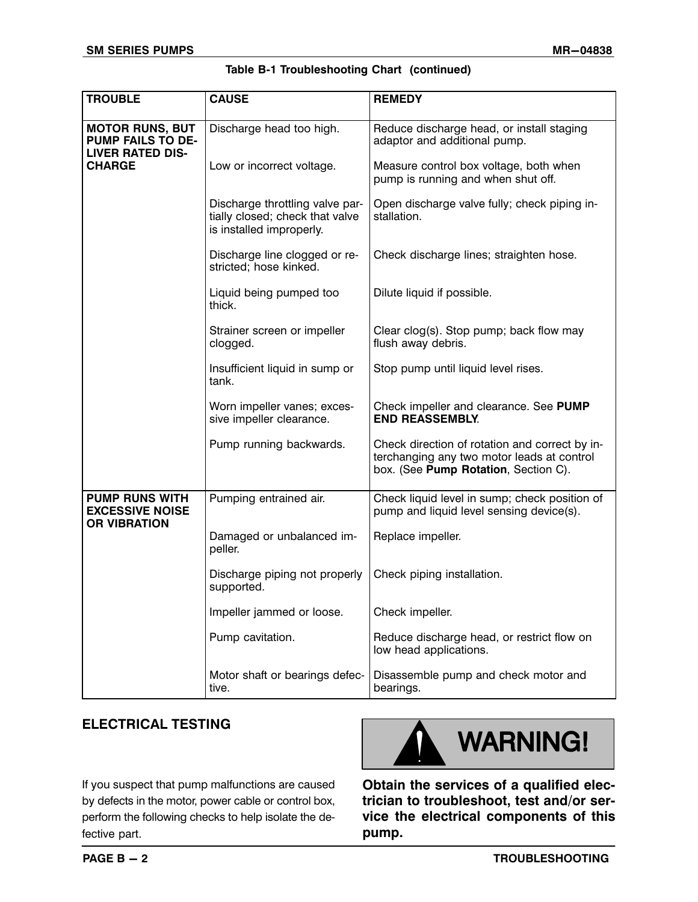**Table B-1 Troubleshooting Chart (continued)**

| TROUBLE | CAUSE | REMEDY |
|---|---|---|
| **MOTOR RUNS, BUT PUMP FAILS TO DELIVER RATED DISCHARGE** | Discharge head too high. | Reduce discharge head, or install staging adaptor and additional pump. |
| | Low or incorrect voltage. | Measure control box voltage, both when pump is running and when shut off. |
| | Discharge throttling valve partially closed; check that valve is installed improperly. | Open discharge valve fully; check piping installation. |
| | Discharge line clogged or restricted; hose kinked. | Check discharge lines; straighten hose. |
| | Liquid being pumped too thick. | Dilute liquid if possible. |
| | Strainer screen or impeller clogged. | Clear clog(s). Stop pump; back flow may flush away debris. |
| | Insufficient liquid in sump or tank. | Stop pump until liquid level rises. |
| | Worn impeller vanes; excessive impeller clearance. | Check impeller and clearance. See **PUMP END REASSEMBLY**. |
| | Pump running backwards. | Check direction of rotation and correct by interchanging any two motor leads at control box. (See **Pump Rotation**, Section C). |
| **PUMP RUNS WITH EXCESSIVE NOISE OR VIBRATION** | Pumping entrained air. | Check liquid level in sump; check position of pump and liquid level sensing device(s). |
| | Damaged or unbalanced impeller. | Replace impeller. |
| | Discharge piping not properly supported. | Check piping installation. |
| | Impeller jammed or loose. | Check impeller. |
| | Pump cavitation. | Reduce discharge head, or restrict flow on low head applications. |
| | Motor shaft or bearings defective. | Disassemble pump and check motor and bearings. |

## ELECTRICAL TESTING

If you suspect that pump malfunctions are caused by defects in the motor, power cable or control box, perform the following checks to help isolate the defective part.

**WARNING!**

**Obtain the services of a qualified electrician to troubleshoot, test and/or service the electrical components of this pump.**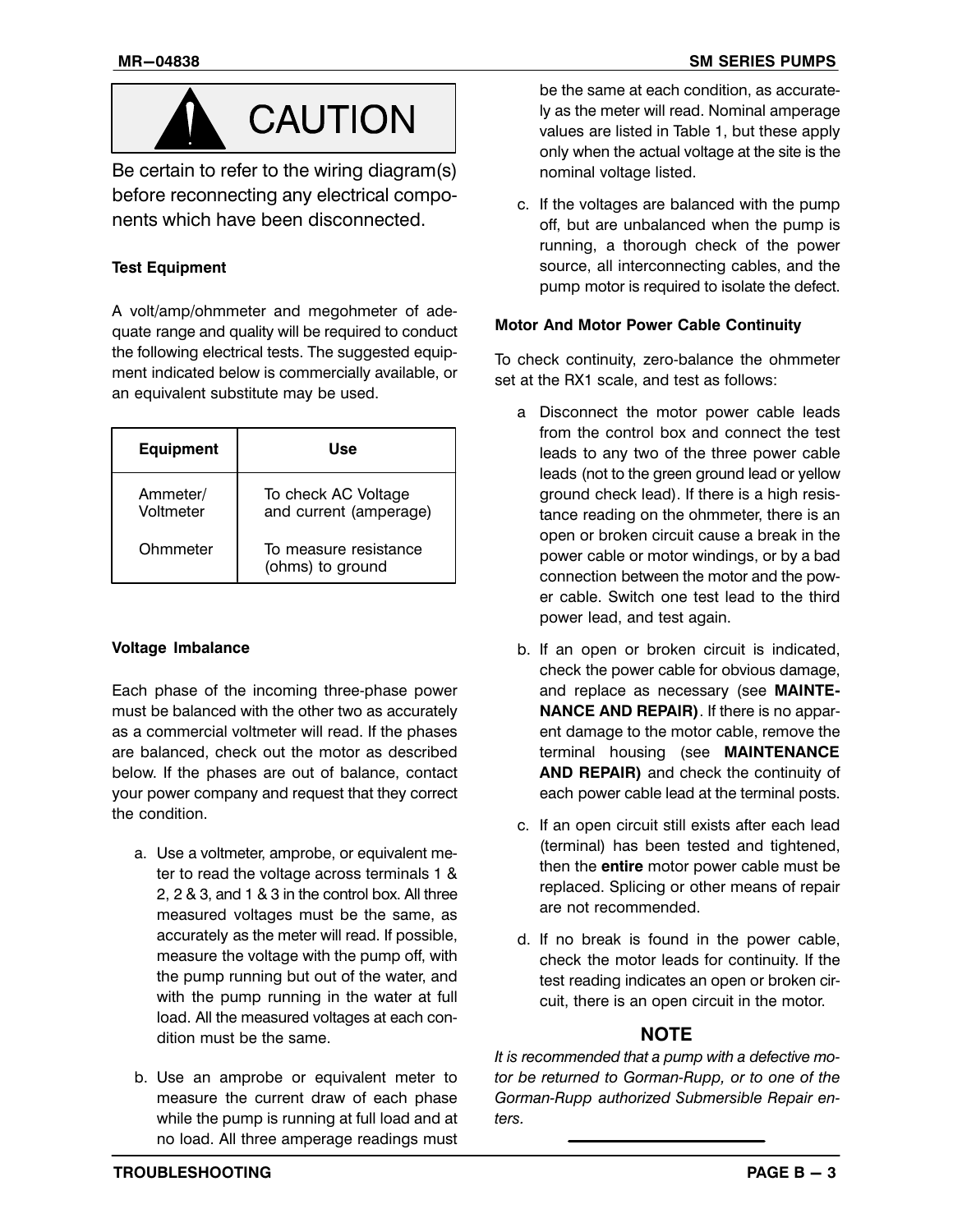**CAUTION**

Be certain to refer to the wiring diagram(s) before reconnecting any electrical components which have been disconnected.

### Test Equipment

A volt/amp/ohmmeter and megohmeter of adequate range and quality will be required to conduct the following electrical tests. The suggested equipment indicated below is commercially available, or an equivalent substitute may be used.

| Equipment | Use |
|---|---|
| Ammeter/ Voltmeter | To check AC Voltage and current (amperage) |
| Ohmmeter | To measure resistance (ohms) to ground |

### Voltage Imbalance

Each phase of the incoming three-phase power must be balanced with the other two as accurately as a commercial voltmeter will read. If the phases are balanced, check out the motor as described below. If the phases are out of balance, contact your power company and request that they correct the condition.

a. Use a voltmeter, amprobe, or equivalent meter to read the voltage across terminals 1 & 2, 2 & 3, and 1 & 3 in the control box. All three measured voltages must be the same, as accurately as the meter will read. If possible, measure the voltage with the pump off, with the pump running but out of the water, and with the pump running in the water at full load. All the measured voltages at each condition must be the same.

b. Use an amprobe or equivalent meter to measure the current draw of each phase while the pump is running at full load and at no load. All three amperage readings must be the same at each condition, as accurately as the meter will read. Nominal amperage values are listed in Table 1, but these apply only when the actual voltage at the site is the nominal voltage listed.

c. If the voltages are balanced with the pump off, but are unbalanced when the pump is running, a thorough check of the power source, all interconnecting cables, and the pump motor is required to isolate the defect.

### Motor And Motor Power Cable Continuity

To check continuity, zero-balance the ohmmeter set at the RX1 scale, and test as follows:

a Disconnect the motor power cable leads from the control box and connect the test leads to any two of the three power cable leads (not to the green ground lead or yellow ground check lead). If there is a high resistance reading on the ohmmeter, there is an open or broken circuit cause a break in the power cable or motor windings, or by a bad connection between the motor and the power cable. Switch one test lead to the third power lead, and test again.

b. If an open or broken circuit is indicated, check the power cable for obvious damage, and replace as necessary (see **MAINTENANCE AND REPAIR)**. If there is no apparent damage to the motor cable, remove the terminal housing (see **MAINTENANCE AND REPAIR)** and check the continuity of each power cable lead at the terminal posts.

c. If an open circuit still exists after each lead (terminal) has been tested and tightened, then the **entire** motor power cable must be replaced. Splicing or other means of repair are not recommended.

d. If no break is found in the power cable, check the motor leads for continuity. If the test reading indicates an open or broken circuit, there is an open circuit in the motor.

**NOTE**

*It is recommended that a pump with a defective motor be returned to Gorman-Rupp, or to one of the Gorman-Rupp authorized Submersible Repair enters.*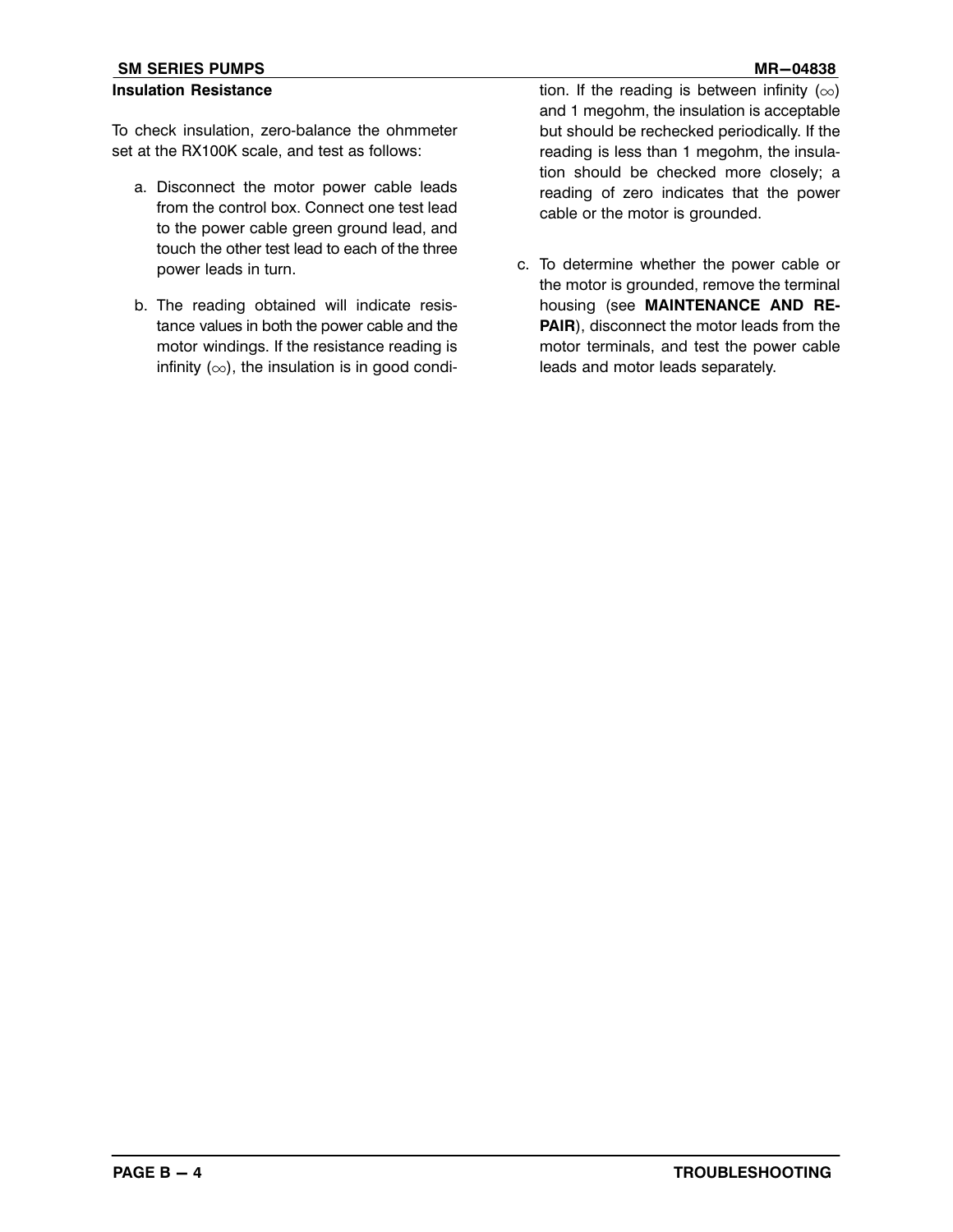### Insulation Resistance

To check insulation, zero-balance the ohmmeter set at the RX100K scale, and test as follows:

a. Disconnect the motor power cable leads from the control box. Connect one test lead to the power cable green ground lead, and touch the other test lead to each of the three power leads in turn.

b. The reading obtained will indicate resistance values in both the power cable and the motor windings. If the resistance reading is infinity ($\infty$), the insulation is in good condition. If the reading is between infinity ($\infty$) and 1 megohm, the insulation is acceptable but should be rechecked periodically. If the reading is less than 1 megohm, the insulation should be checked more closely; a reading of zero indicates that the power cable or the motor is grounded.

c. To determine whether the power cable or the motor is grounded, remove the terminal housing (see **MAINTENANCE AND REPAIR**), disconnect the motor leads from the motor terminals, and test the power cable leads and motor leads separately.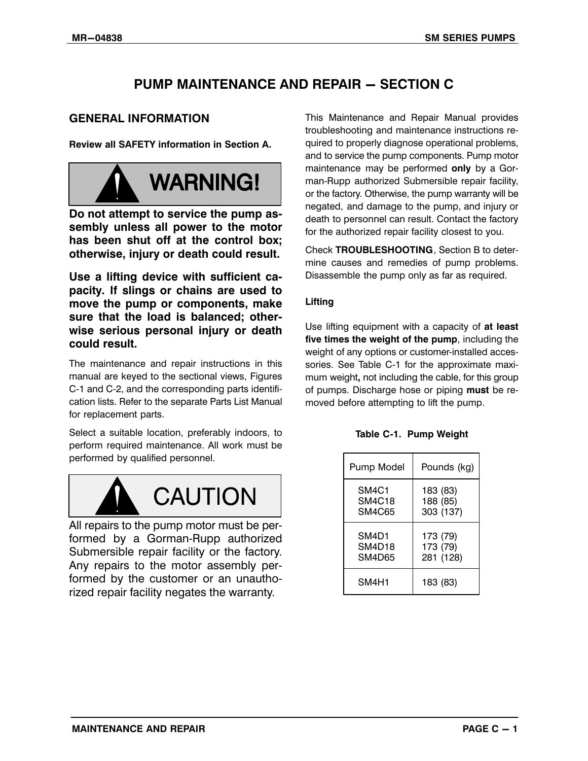# PUMP MAINTENANCE AND REPAIR — SECTION C

## GENERAL INFORMATION

**Review all SAFETY information in Section A.**

**WARNING!**

**Do not attempt to service the pump assembly unless all power to the motor has been shut off at the control box; otherwise, injury or death could result.**

**Use a lifting device with sufficient capacity. If slings or chains are used to move the pump or components, make sure that the load is balanced; otherwise serious personal injury or death could result.**

The maintenance and repair instructions in this manual are keyed to the sectional views, Figures C-1 and C-2, and the corresponding parts identification lists. Refer to the separate Parts List Manual for replacement parts.

Select a suitable location, preferably indoors, to perform required maintenance. All work must be performed by qualified personnel.

**CAUTION**

All repairs to the pump motor must be performed by a Gorman-Rupp authorized Submersible repair facility or the factory. Any repairs to the motor assembly performed by the customer or an unauthorized repair facility negates the warranty.

This Maintenance and Repair Manual provides troubleshooting and maintenance instructions required to properly diagnose operational problems, and to service the pump components. Pump motor maintenance may be performed **only** by a Gorman-Rupp authorized Submersible repair facility, or the factory. Otherwise, the pump warranty will be negated, and damage to the pump, and injury or death to personnel can result. Contact the factory for the authorized repair facility closest to you.

Check **TROUBLESHOOTING**, Section B to determine causes and remedies of pump problems. Disassemble the pump only as far as required.

### Lifting

Use lifting equipment with a capacity of **at least five times the weight of the pump**, including the weight of any options or customer-installed accessories. See Table C-1 for the approximate maximum weight**,** not including the cable, for this group of pumps. Discharge hose or piping **must** be removed before attempting to lift the pump.

**Table C-1. Pump Weight**

| Pump Model | Pounds (kg) |
|---|---|
| SM4C1 | 183 (83) |
| SM4C18 | 188 (85) |
| SM4C65 | 303 (137) |
| SM4D1 | 173 (79) |
| SM4D18 | 173 (79) |
| SM4D65 | 281 (128) |
| SM4H1 | 183 (83) |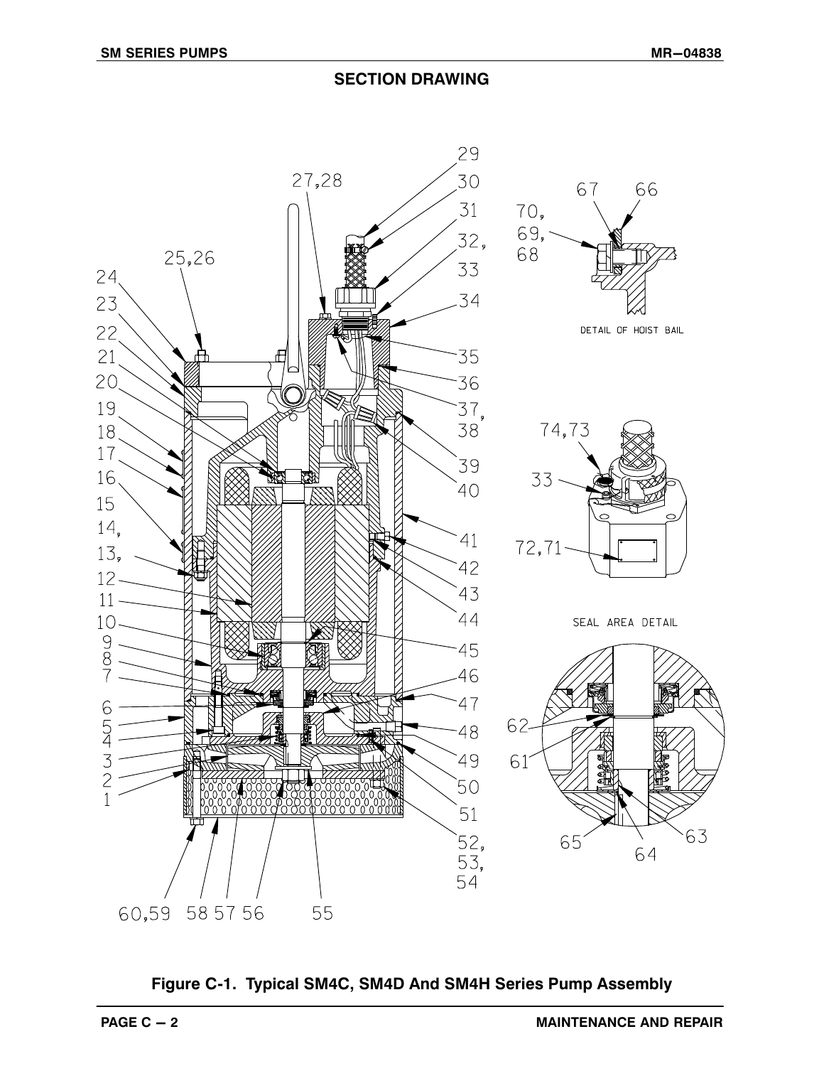## SECTION DRAWING

**Figure C-1. Typical SM4C, SM4D And SM4H Series Pump Assembly**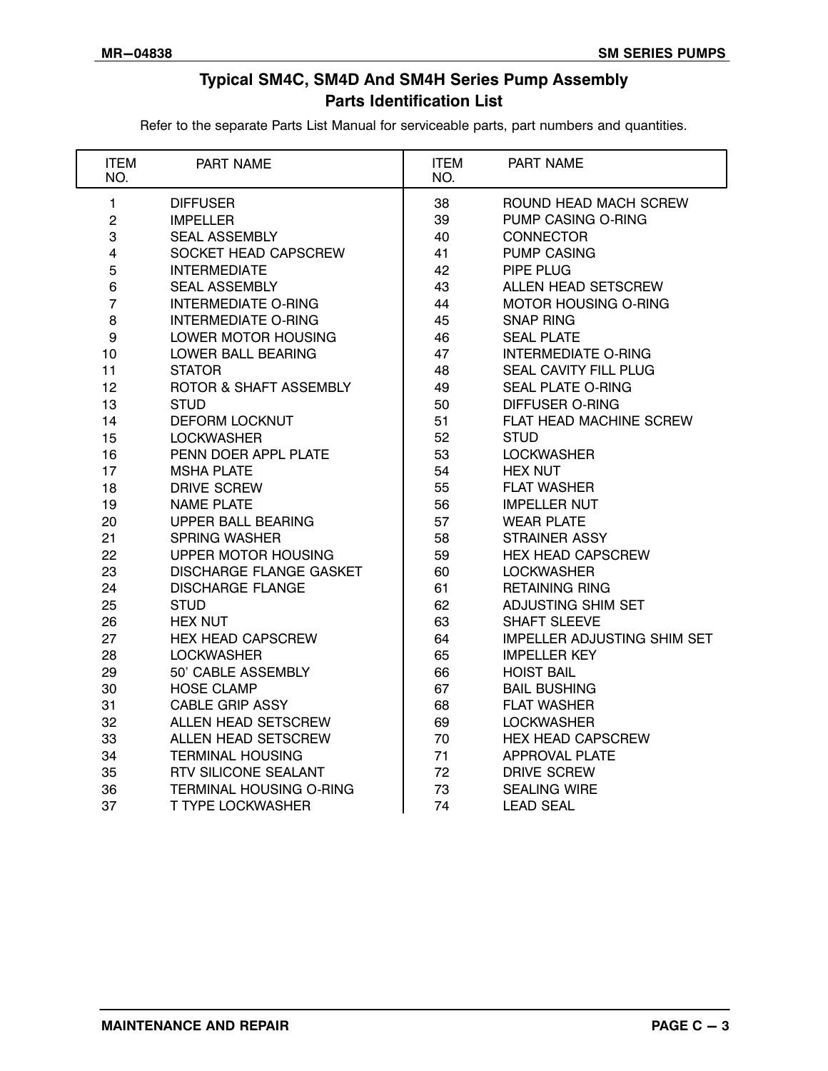## Typical SM4C, SM4D And SM4H Series Pump Assembly Parts Identification List

Refer to the separate Parts List Manual for serviceable parts, part numbers and quantities.

| ITEM NO. | PART NAME | ITEM NO. | PART NAME |
|---|---|---|---|
| 1 | DIFFUSER | 38 | ROUND HEAD MACH SCREW |
| 2 | IMPELLER | 39 | PUMP CASING O-RING |
| 3 | SEAL ASSEMBLY | 40 | CONNECTOR |
| 4 | SOCKET HEAD CAPSCREW | 41 | PUMP CASING |
| 5 | INTERMEDIATE | 42 | PIPE PLUG |
| 6 | SEAL ASSEMBLY | 43 | ALLEN HEAD SETSCREW |
| 7 | INTERMEDIATE O-RING | 44 | MOTOR HOUSING O-RING |
| 8 | INTERMEDIATE O-RING | 45 | SNAP RING |
| 9 | LOWER MOTOR HOUSING | 46 | SEAL PLATE |
| 10 | LOWER BALL BEARING | 47 | INTERMEDIATE O-RING |
| 11 | STATOR | 48 | SEAL CAVITY FILL PLUG |
| 12 | ROTOR & SHAFT ASSEMBLY | 49 | SEAL PLATE O-RING |
| 13 | STUD | 50 | DIFFUSER O-RING |
| 14 | DEFORM LOCKNUT | 51 | FLAT HEAD MACHINE SCREW |
| 15 | LOCKWASHER | 52 | STUD |
| 16 | PENN DOER APPL PLATE | 53 | LOCKWASHER |
| 17 | MSHA PLATE | 54 | HEX NUT |
| 18 | DRIVE SCREW | 55 | FLAT WASHER |
| 19 | NAME PLATE | 56 | IMPELLER NUT |
| 20 | UPPER BALL BEARING | 57 | WEAR PLATE |
| 21 | SPRING WASHER | 58 | STRAINER ASSY |
| 22 | UPPER MOTOR HOUSING | 59 | HEX HEAD CAPSCREW |
| 23 | DISCHARGE FLANGE GASKET | 60 | LOCKWASHER |
| 24 | DISCHARGE FLANGE | 61 | RETAINING RING |
| 25 | STUD | 62 | ADJUSTING SHIM SET |
| 26 | HEX NUT | 63 | SHAFT SLEEVE |
| 27 | HEX HEAD CAPSCREW | 64 | IMPELLER ADJUSTING SHIM SET |
| 28 | LOCKWASHER | 65 | IMPELLER KEY |
| 29 | 50' CABLE ASSEMBLY | 66 | HOIST BAIL |
| 30 | HOSE CLAMP | 67 | BAIL BUSHING |
| 31 | CABLE GRIP ASSY | 68 | FLAT WASHER |
| 32 | ALLEN HEAD SETSCREW | 69 | LOCKWASHER |
| 33 | ALLEN HEAD SETSCREW | 70 | HEX HEAD CAPSCREW |
| 34 | TERMINAL HOUSING | 71 | APPROVAL PLATE |
| 35 | RTV SILICONE SEALANT | 72 | DRIVE SCREW |
| 36 | TERMINAL HOUSING O-RING | 73 | SEALING WIRE |
| 37 | T TYPE LOCKWASHER | 74 | LEAD SEAL |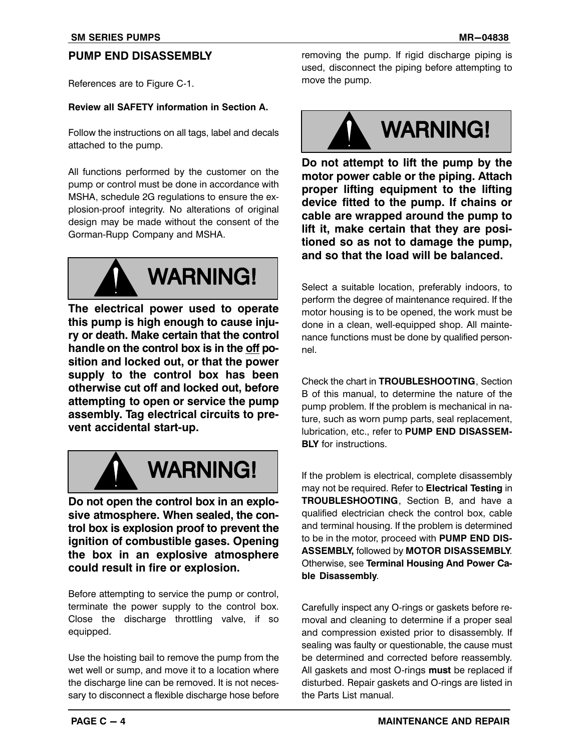## PUMP END DISASSEMBLY

References are to Figure C-1.

**Review all SAFETY information in Section A.**

Follow the instructions on all tags, label and decals attached to the pump.

All functions performed by the customer on the pump or control must be done in accordance with MSHA, schedule 2G regulations to ensure the explosion-proof integrity. No alterations of original design may be made without the consent of the Gorman-Rupp Company and MSHA.

**WARNING!**

**The electrical power used to operate this pump is high enough to cause injury or death. Make certain that the control handle on the control box is in the off position and locked out, or that the power supply to the control box has been otherwise cut off and locked out, before attempting to open or service the pump assembly. Tag electrical circuits to prevent accidental start-up.**

**WARNING!**

**Do not open the control box in an explosive atmosphere. When sealed, the control box is explosion proof to prevent the ignition of combustible gases. Opening the box in an explosive atmosphere could result in fire or explosion.**

Before attempting to service the pump or control, terminate the power supply to the control box. Close the discharge throttling valve, if so equipped.

Use the hoisting bail to remove the pump from the wet well or sump, and move it to a location where the discharge line can be removed. It is not necessary to disconnect a flexible discharge hose before removing the pump. If rigid discharge piping is used, disconnect the piping before attempting to move the pump.

**WARNING!**

**Do not attempt to lift the pump by the motor power cable or the piping. Attach proper lifting equipment to the lifting device fitted to the pump. If chains or cable are wrapped around the pump to lift it, make certain that they are positioned so as not to damage the pump, and so that the load will be balanced.**

Select a suitable location, preferably indoors, to perform the degree of maintenance required. If the motor housing is to be opened, the work must be done in a clean, well-equipped shop. All maintenance functions must be done by qualified personnel.

Check the chart in **TROUBLESHOOTING**, Section B of this manual, to determine the nature of the pump problem. If the problem is mechanical in nature, such as worn pump parts, seal replacement, lubrication, etc., refer to **PUMP END DISASSEMBLY** for instructions.

If the problem is electrical, complete disassembly may not be required. Refer to **Electrical Testing** in **TROUBLESHOOTING**, Section B, and have a qualified electrician check the control box, cable and terminal housing. If the problem is determined to be in the motor, proceed with **PUMP END DISASSEMBLY,** followed by **MOTOR DISASSEMBLY**. Otherwise, see **Terminal Housing And Power Cable Disassembly**.

Carefully inspect any O-rings or gaskets before removal and cleaning to determine if a proper seal and compression existed prior to disassembly. If sealing was faulty or questionable, the cause must be determined and corrected before reassembly. All gaskets and most O-rings **must** be replaced if disturbed. Repair gaskets and O-rings are listed in the Parts List manual.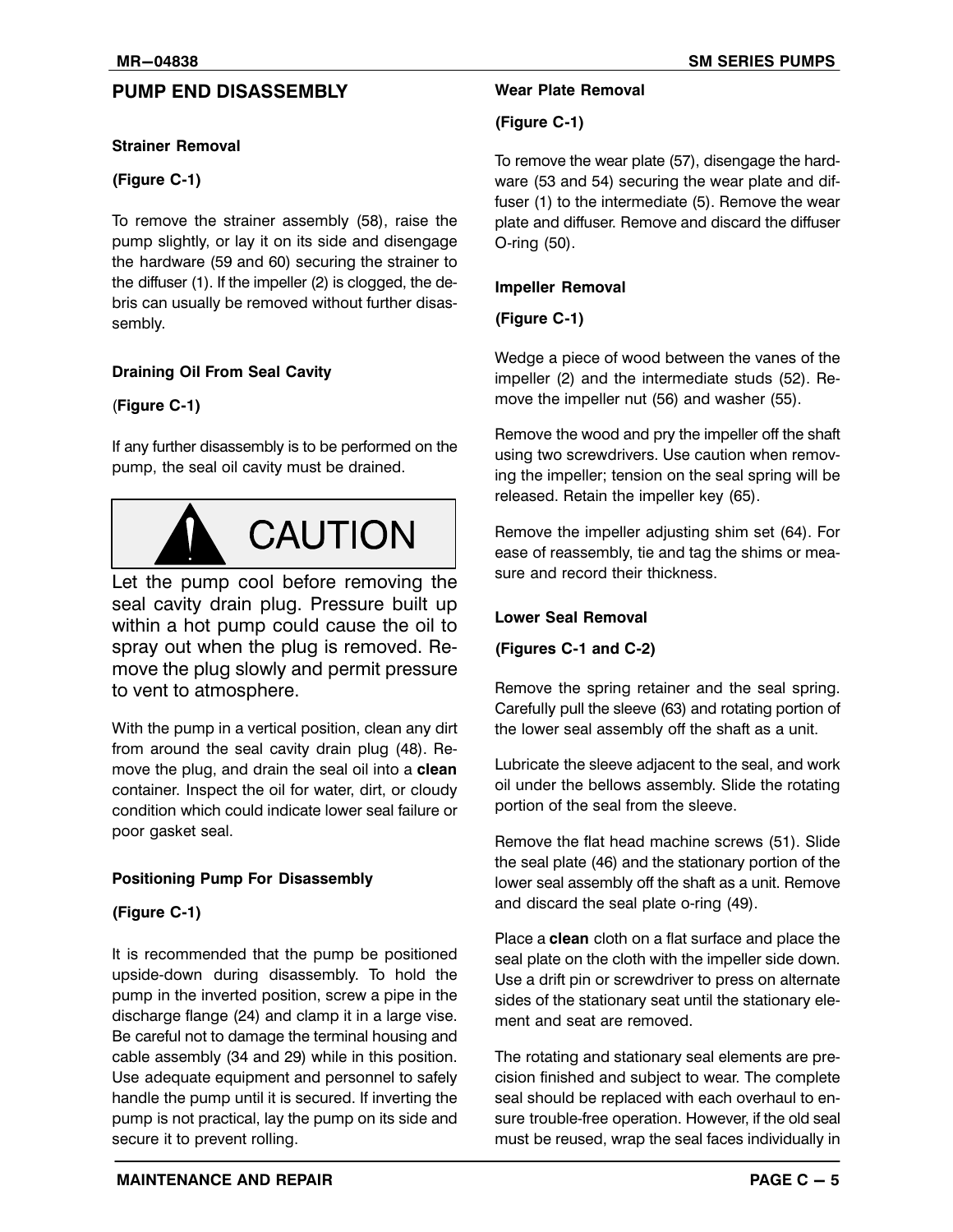## PUMP END DISASSEMBLY

### Strainer Removal

**(Figure C-1)**

To remove the strainer assembly (58), raise the pump slightly, or lay it on its side and disengage the hardware (59 and 60) securing the strainer to the diffuser (1). If the impeller (2) is clogged, the debris can usually be removed without further disassembly.

### Draining Oil From Seal Cavity

**(Figure C-1)**

If any further disassembly is to be performed on the pump, the seal oil cavity must be drained.

**CAUTION**

Let the pump cool before removing the seal cavity drain plug. Pressure built up within a hot pump could cause the oil to spray out when the plug is removed. Remove the plug slowly and permit pressure to vent to atmosphere.

With the pump in a vertical position, clean any dirt from around the seal cavity drain plug (48). Remove the plug, and drain the seal oil into a **clean** container. Inspect the oil for water, dirt, or cloudy condition which could indicate lower seal failure or poor gasket seal.

### Positioning Pump For Disassembly

**(Figure C-1)**

It is recommended that the pump be positioned upside-down during disassembly. To hold the pump in the inverted position, screw a pipe in the discharge flange (24) and clamp it in a large vise. Be careful not to damage the terminal housing and cable assembly (34 and 29) while in this position. Use adequate equipment and personnel to safely handle the pump until it is secured. If inverting the pump is not practical, lay the pump on its side and secure it to prevent rolling.

### Wear Plate Removal

**(Figure C-1)**

To remove the wear plate (57), disengage the hardware (53 and 54) securing the wear plate and diffuser (1) to the intermediate (5). Remove the wear plate and diffuser. Remove and discard the diffuser O-ring (50).

### Impeller Removal

**(Figure C-1)**

Wedge a piece of wood between the vanes of the impeller (2) and the intermediate studs (52). Remove the impeller nut (56) and washer (55).

Remove the wood and pry the impeller off the shaft using two screwdrivers. Use caution when removing the impeller; tension on the seal spring will be released. Retain the impeller key (65).

Remove the impeller adjusting shim set (64). For ease of reassembly, tie and tag the shims or measure and record their thickness.

### Lower Seal Removal

**(Figures C-1 and C-2)**

Remove the spring retainer and the seal spring. Carefully pull the sleeve (63) and rotating portion of the lower seal assembly off the shaft as a unit.

Lubricate the sleeve adjacent to the seal, and work oil under the bellows assembly. Slide the rotating portion of the seal from the sleeve.

Remove the flat head machine screws (51). Slide the seal plate (46) and the stationary portion of the lower seal assembly off the shaft as a unit. Remove and discard the seal plate o-ring (49).

Place a **clean** cloth on a flat surface and place the seal plate on the cloth with the impeller side down. Use a drift pin or screwdriver to press on alternate sides of the stationary seat until the stationary element and seat are removed.

The rotating and stationary seal elements are precision finished and subject to wear. The complete seal should be replaced with each overhaul to ensure trouble-free operation. However, if the old seal must be reused, wrap the seal faces individually in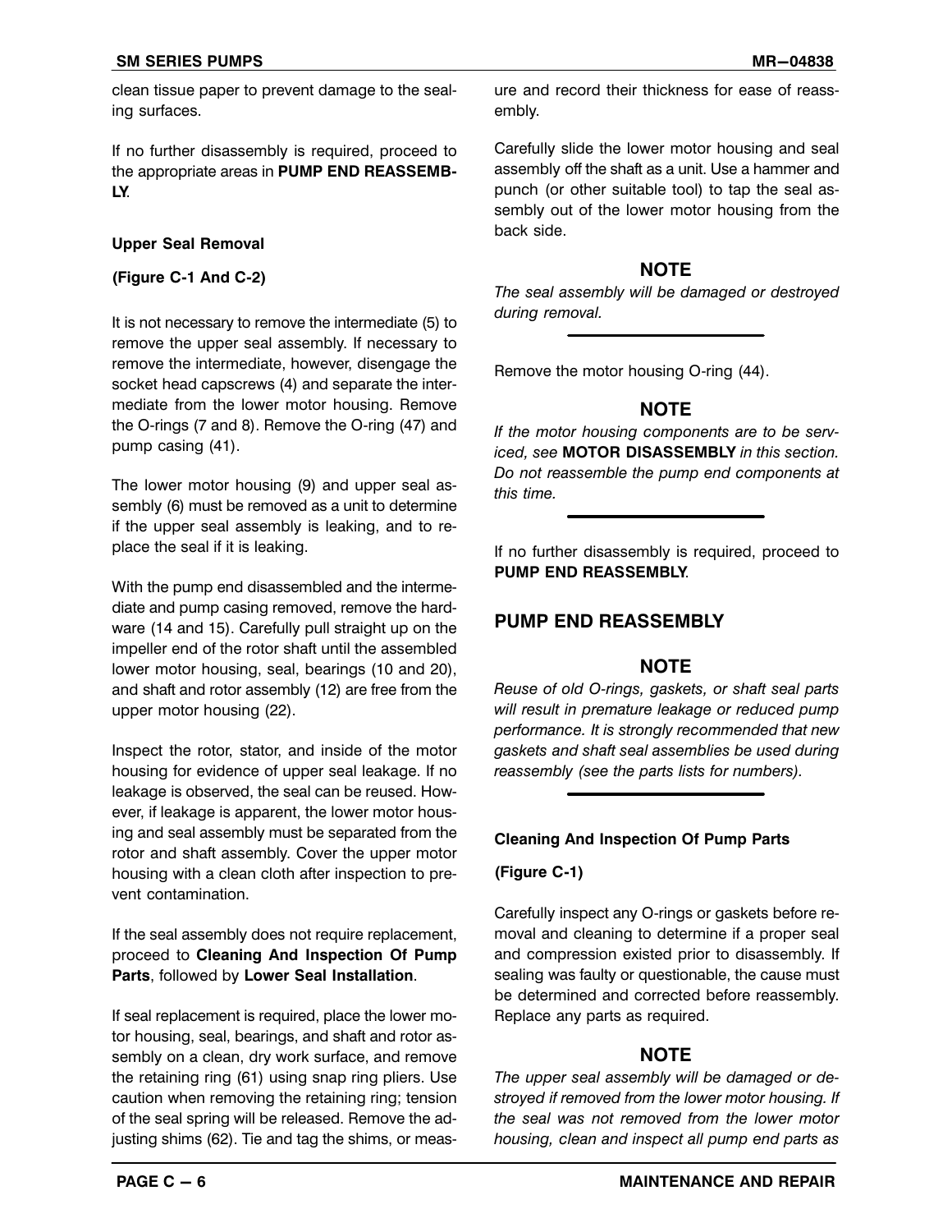clean tissue paper to prevent damage to the sealing surfaces.

If no further disassembly is required, proceed to the appropriate areas in **PUMP END REASSEMBLY**.

#### Upper Seal Removal

**(Figure C-1 And C-2)**

It is not necessary to remove the intermediate (5) to remove the upper seal assembly. If necessary to remove the intermediate, however, disengage the socket head capscrews (4) and separate the intermediate from the lower motor housing. Remove the O-rings (7 and 8). Remove the O-ring (47) and pump casing (41).

The lower motor housing (9) and upper seal assembly (6) must be removed as a unit to determine if the upper seal assembly is leaking, and to replace the seal if it is leaking.

With the pump end disassembled and the intermediate and pump casing removed, remove the hardware (14 and 15). Carefully pull straight up on the impeller end of the rotor shaft until the assembled lower motor housing, seal, bearings (10 and 20), and shaft and rotor assembly (12) are free from the upper motor housing (22).

Inspect the rotor, stator, and inside of the motor housing for evidence of upper seal leakage. If no leakage is observed, the seal can be reused. However, if leakage is apparent, the lower motor housing and seal assembly must be separated from the rotor and shaft assembly. Cover the upper motor housing with a clean cloth after inspection to prevent contamination.

If the seal assembly does not require replacement, proceed to **Cleaning And Inspection Of Pump Parts**, followed by **Lower Seal Installation**.

If seal replacement is required, place the lower motor housing, seal, bearings, and shaft and rotor assembly on a clean, dry work surface, and remove the retaining ring (61) using snap ring pliers. Use caution when removing the retaining ring; tension of the seal spring will be released. Remove the adjusting shims (62). Tie and tag the shims, or measure and record their thickness for ease of reassembly.

Carefully slide the lower motor housing and seal assembly off the shaft as a unit. Use a hammer and punch (or other suitable tool) to tap the seal assembly out of the lower motor housing from the back side.

**NOTE**

*The seal assembly will be damaged or destroyed during removal.*

Remove the motor housing O-ring (44).

**NOTE**

*If the motor housing components are to be serviced, see* **MOTOR DISASSEMBLY** *in this section. Do not reassemble the pump end components at this time.*

If no further disassembly is required, proceed to **PUMP END REASSEMBLY**.

## PUMP END REASSEMBLY

**NOTE**

*Reuse of old O-rings, gaskets, or shaft seal parts will result in premature leakage or reduced pump performance. It is strongly recommended that new gaskets and shaft seal assemblies be used during reassembly (see the parts lists for numbers).*

#### Cleaning And Inspection Of Pump Parts

**(Figure C-1)**

Carefully inspect any O-rings or gaskets before removal and cleaning to determine if a proper seal and compression existed prior to disassembly. If sealing was faulty or questionable, the cause must be determined and corrected before reassembly. Replace any parts as required.

**NOTE**

*The upper seal assembly will be damaged or destroyed if removed from the lower motor housing. If the seal was not removed from the lower motor housing, clean and inspect all pump end parts as*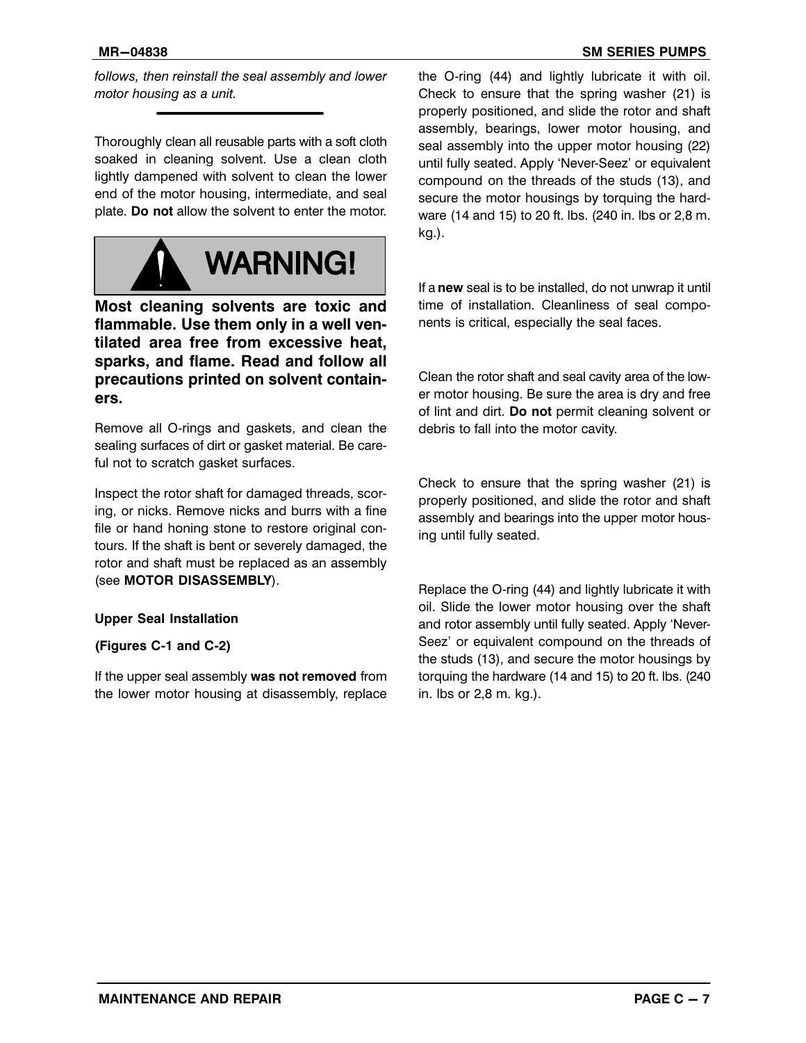*follows, then reinstall the seal assembly and lower motor housing as a unit.*

---

Thoroughly clean all reusable parts with a soft cloth soaked in cleaning solvent. Use a clean cloth lightly dampened with solvent to clean the lower end of the motor housing, intermediate, and seal plate. **Do not** allow the solvent to enter the motor.

**WARNING!**

**Most cleaning solvents are toxic and flammable. Use them only in a well ventilated area free from excessive heat, sparks, and flame. Read and follow all precautions printed on solvent containers.**

Remove all O-rings and gaskets, and clean the sealing surfaces of dirt or gasket material. Be careful not to scratch gasket surfaces.

Inspect the rotor shaft for damaged threads, scoring, or nicks. Remove nicks and burrs with a fine file or hand honing stone to restore original contours. If the shaft is bent or severely damaged, the rotor and shaft must be replaced as an assembly (see **MOTOR DISASSEMBLY**).

#### Upper Seal Installation

#### (Figures C-1 and C-2)

If the upper seal assembly **was not removed** from the lower motor housing at disassembly, replace the O-ring (44) and lightly lubricate it with oil. Check to ensure that the spring washer (21) is properly positioned, and slide the rotor and shaft assembly, bearings, lower motor housing, and seal assembly into the upper motor housing (22) until fully seated. Apply 'Never-Seez' or equivalent compound on the threads of the studs (13), and secure the motor housings by torquing the hardware (14 and 15) to 20 ft. lbs. (240 in. lbs or 2,8 m. kg.).

If a **new** seal is to be installed, do not unwrap it until time of installation. Cleanliness of seal components is critical, especially the seal faces.

Clean the rotor shaft and seal cavity area of the lower motor housing. Be sure the area is dry and free of lint and dirt. **Do not** permit cleaning solvent or debris to fall into the motor cavity.

Check to ensure that the spring washer (21) is properly positioned, and slide the rotor and shaft assembly and bearings into the upper motor housing until fully seated.

Replace the O-ring (44) and lightly lubricate it with oil. Slide the lower motor housing over the shaft and rotor assembly until fully seated. Apply 'Never-Seez' or equivalent compound on the threads of the studs (13), and secure the motor housings by torquing the hardware (14 and 15) to 20 ft. lbs. (240 in. lbs or 2,8 m. kg.).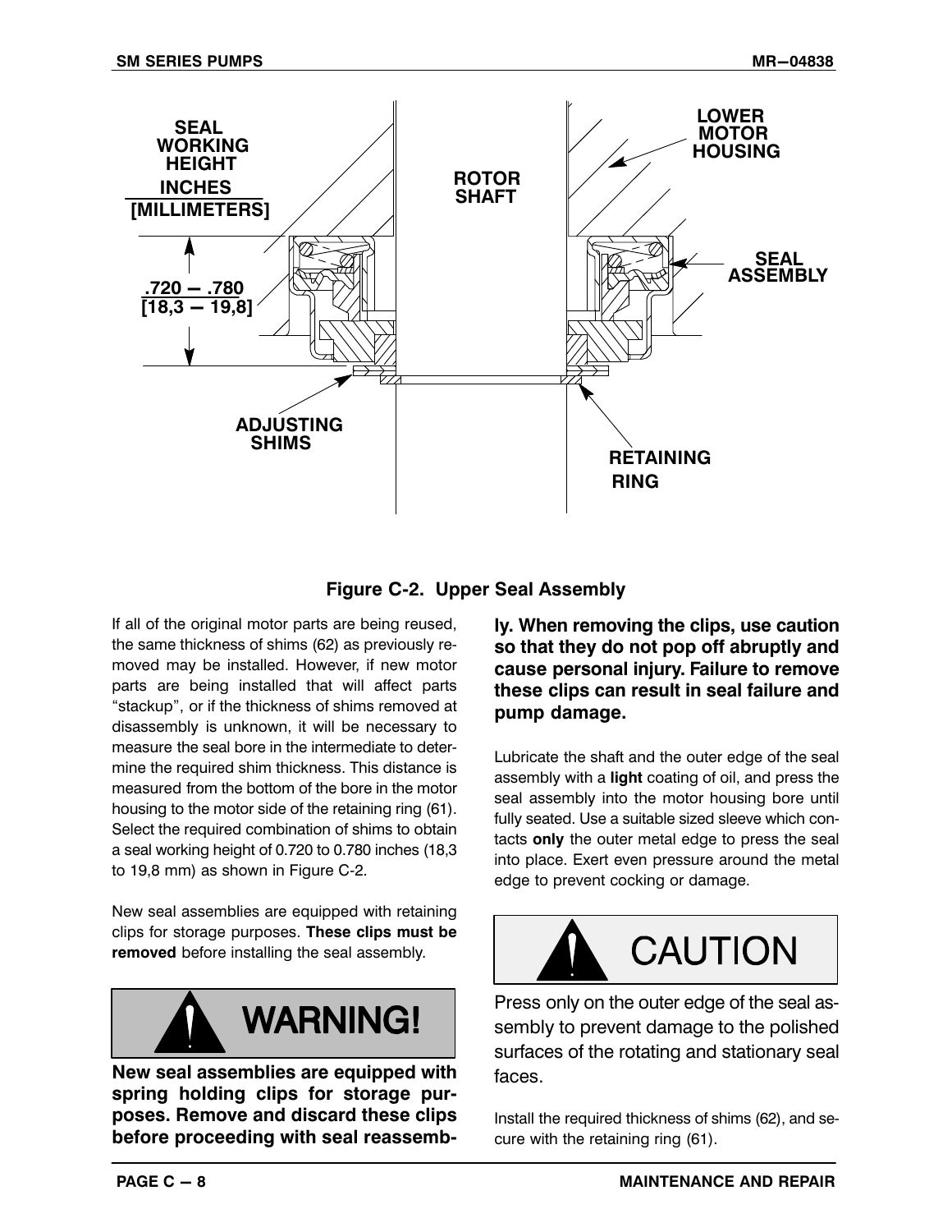**Figure C-2. Upper Seal Assembly**

If all of the original motor parts are being reused, the same thickness of shims (62) as previously removed may be installed. However, if new motor parts are being installed that will affect parts "stackup", or if the thickness of shims removed at disassembly is unknown, it will be necessary to measure the seal bore in the intermediate to determine the required shim thickness. This distance is measured from the bottom of the bore in the motor housing to the motor side of the retaining ring (61). Select the required combination of shims to obtain a seal working height of 0.720 to 0.780 inches (18,3 to 19,8 mm) as shown in Figure C-2.

New seal assemblies are equipped with retaining clips for storage purposes. **These clips must be removed** before installing the seal assembly.

**WARNING!**

**New seal assemblies are equipped with spring holding clips for storage purposes. Remove and discard these clips before proceeding with seal reassembly. When removing the clips, use caution so that they do not pop off abruptly and cause personal injury. Failure to remove these clips can result in seal failure and pump damage.**

Lubricate the shaft and the outer edge of the seal assembly with a **light** coating of oil, and press the seal assembly into the motor housing bore until fully seated. Use a suitable sized sleeve which contacts **only** the outer metal edge to press the seal into place. Exert even pressure around the metal edge to prevent cocking or damage.

**CAUTION**

Press only on the outer edge of the seal assembly to prevent damage to the polished surfaces of the rotating and stationary seal faces.

Install the required thickness of shims (62), and secure with the retaining ring (61).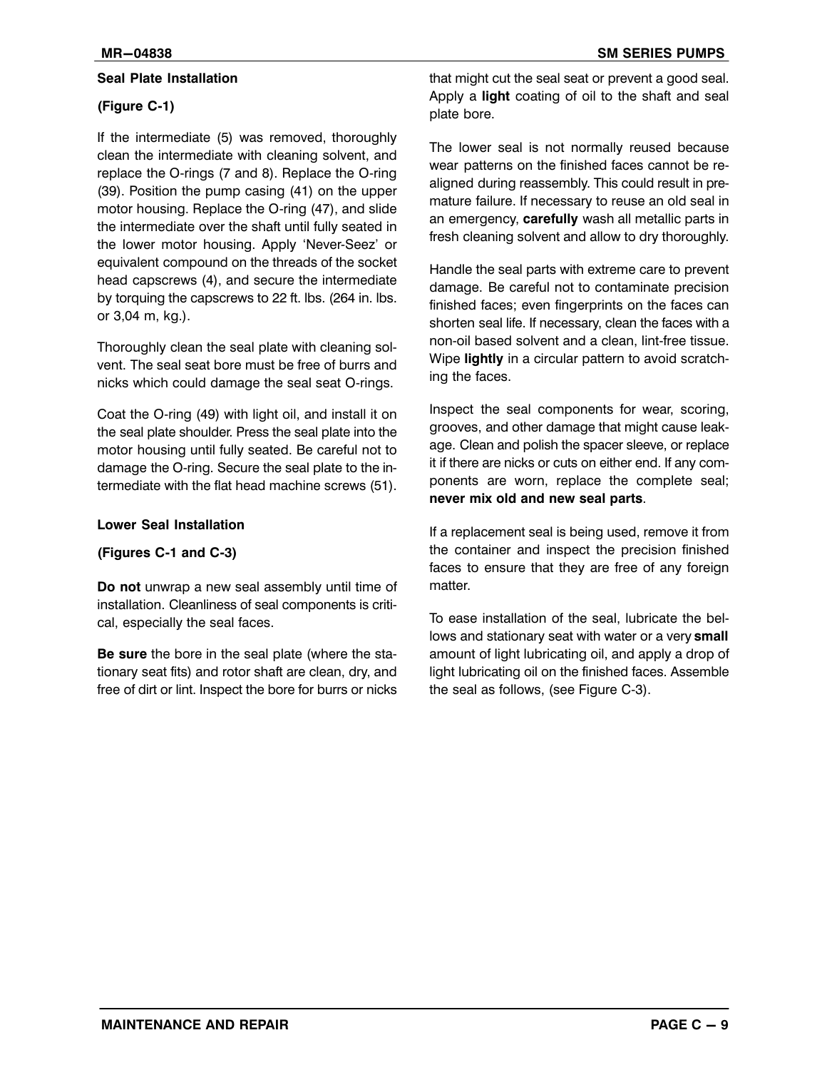### Seal Plate Installation

**(Figure C-1)**

If the intermediate (5) was removed, thoroughly clean the intermediate with cleaning solvent, and replace the O-rings (7 and 8). Replace the O-ring (39). Position the pump casing (41) on the upper motor housing. Replace the O-ring (47), and slide the intermediate over the shaft until fully seated in the lower motor housing. Apply 'Never-Seez' or equivalent compound on the threads of the socket head capscrews (4), and secure the intermediate by torquing the capscrews to 22 ft. lbs. (264 in. lbs. or 3,04 m, kg.).

Thoroughly clean the seal plate with cleaning solvent. The seal seat bore must be free of burrs and nicks which could damage the seal seat O-rings.

Coat the O-ring (49) with light oil, and install it on the seal plate shoulder. Press the seal plate into the motor housing until fully seated. Be careful not to damage the O-ring. Secure the seal plate to the intermediate with the flat head machine screws (51).

### Lower Seal Installation

**(Figures C-1 and C-3)**

**Do not** unwrap a new seal assembly until time of installation. Cleanliness of seal components is critical, especially the seal faces.

**Be sure** the bore in the seal plate (where the stationary seat fits) and rotor shaft are clean, dry, and free of dirt or lint. Inspect the bore for burrs or nicks that might cut the seal seat or prevent a good seal. Apply a **light** coating of oil to the shaft and seal plate bore.

The lower seal is not normally reused because wear patterns on the finished faces cannot be realigned during reassembly. This could result in premature failure. If necessary to reuse an old seal in an emergency, **carefully** wash all metallic parts in fresh cleaning solvent and allow to dry thoroughly.

Handle the seal parts with extreme care to prevent damage. Be careful not to contaminate precision finished faces; even fingerprints on the faces can shorten seal life. If necessary, clean the faces with a non-oil based solvent and a clean, lint-free tissue. Wipe **lightly** in a circular pattern to avoid scratching the faces.

Inspect the seal components for wear, scoring, grooves, and other damage that might cause leakage. Clean and polish the spacer sleeve, or replace it if there are nicks or cuts on either end. If any components are worn, replace the complete seal; **never mix old and new seal parts**.

If a replacement seal is being used, remove it from the container and inspect the precision finished faces to ensure that they are free of any foreign matter.

To ease installation of the seal, lubricate the bellows and stationary seat with water or a very **small** amount of light lubricating oil, and apply a drop of light lubricating oil on the finished faces. Assemble the seal as follows, (see Figure C-3).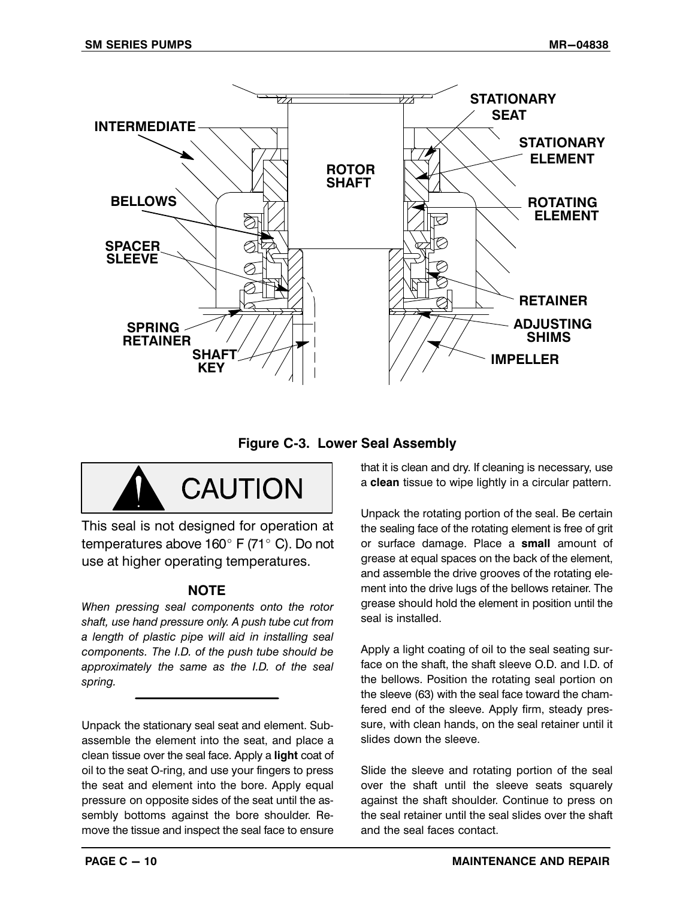**Figure C-3. Lower Seal Assembly**

> **CAUTION**
>
> This seal is not designed for operation at temperatures above 160° F (71° C). Do not use at higher operating temperatures.

**NOTE**

*When pressing seal components onto the rotor shaft, use hand pressure only. A push tube cut from a length of plastic pipe will aid in installing seal components. The I.D. of the push tube should be approximately the same as the I.D. of the seal spring.*

Unpack the stationary seal seat and element. Subassemble the element into the seat, and place a clean tissue over the seal face. Apply a **light** coat of oil to the seat O-ring, and use your fingers to press the seat and element into the bore. Apply equal pressure on opposite sides of the seat until the assembly bottoms against the bore shoulder. Remove the tissue and inspect the seal face to ensure that it is clean and dry. If cleaning is necessary, use a **clean** tissue to wipe lightly in a circular pattern.

Unpack the rotating portion of the seal. Be certain the sealing face of the rotating element is free of grit or surface damage. Place a **small** amount of grease at equal spaces on the back of the element, and assemble the drive grooves of the rotating element into the drive lugs of the bellows retainer. The grease should hold the element in position until the seal is installed.

Apply a light coating of oil to the seal seating surface on the shaft, the shaft sleeve O.D. and I.D. of the bellows. Position the rotating seal portion on the sleeve (63) with the seal face toward the chamfered end of the sleeve. Apply firm, steady pressure, with clean hands, on the seal retainer until it slides down the sleeve.

Slide the sleeve and rotating portion of the seal over the shaft until the sleeve seats squarely against the shaft shoulder. Continue to press on the seal retainer until the seal slides over the shaft and the seal faces contact.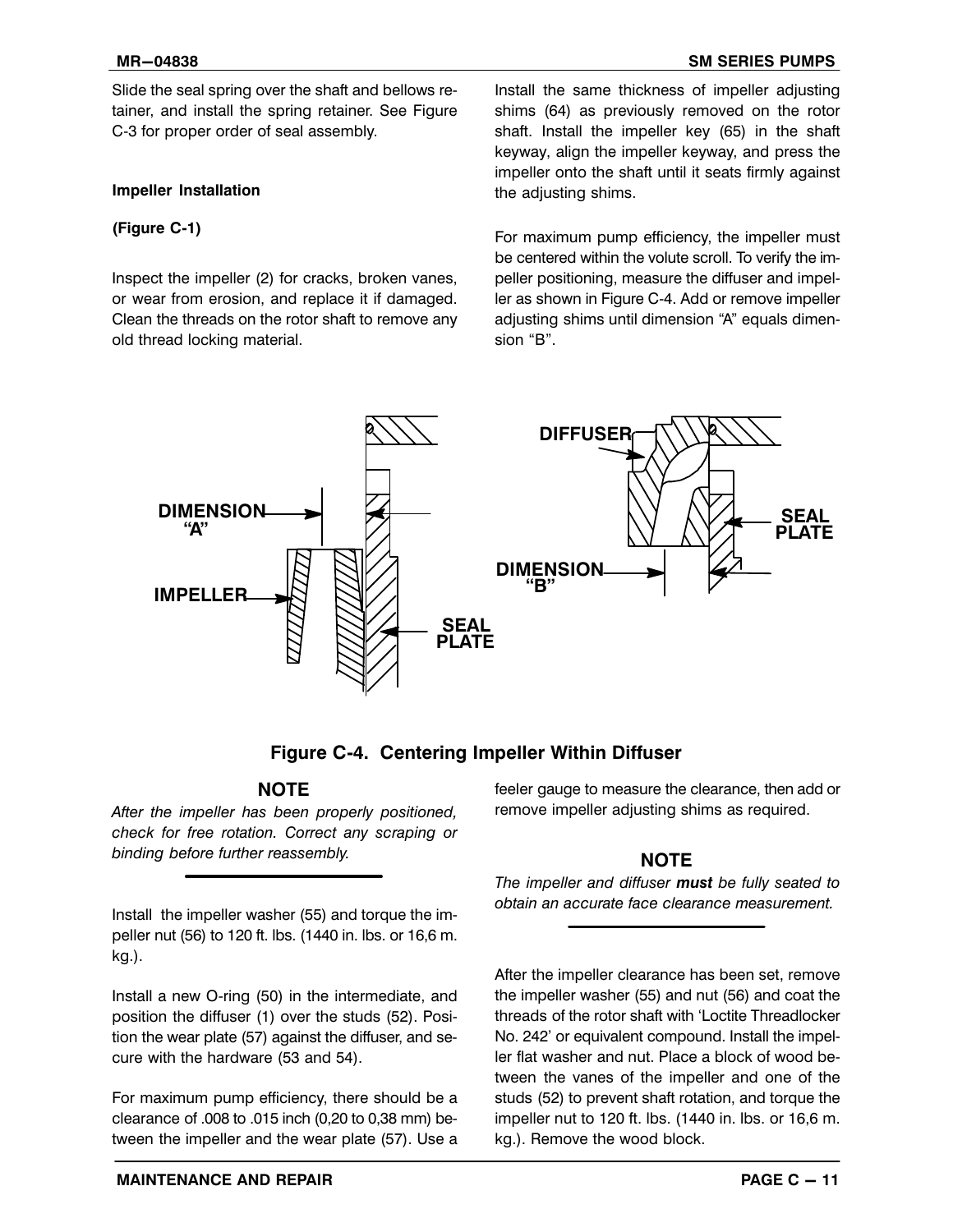Slide the seal spring over the shaft and bellows retainer, and install the spring retainer. See Figure C-3 for proper order of seal assembly.

**Impeller Installation**

**(Figure C-1)**

Inspect the impeller (2) for cracks, broken vanes, or wear from erosion, and replace it if damaged. Clean the threads on the rotor shaft to remove any old thread locking material.

Install the same thickness of impeller adjusting shims (64) as previously removed on the rotor shaft. Install the impeller key (65) in the shaft keyway, align the impeller keyway, and press the impeller onto the shaft until it seats firmly against the adjusting shims.

For maximum pump efficiency, the impeller must be centered within the volute scroll. To verify the impeller positioning, measure the diffuser and impeller as shown in Figure C-4. Add or remove impeller adjusting shims until dimension "A" equals dimension "B".

**Figure C-4. Centering Impeller Within Diffuser**

### NOTE

*After the impeller has been properly positioned, check for free rotation. Correct any scraping or binding before further reassembly.*

Install the impeller washer (55) and torque the impeller nut (56) to 120 ft. lbs. (1440 in. lbs. or 16,6 m. kg.).

Install a new O-ring (50) in the intermediate, and position the diffuser (1) over the studs (52). Position the wear plate (57) against the diffuser, and secure with the hardware (53 and 54).

For maximum pump efficiency, there should be a clearance of .008 to .015 inch (0,20 to 0,38 mm) between the impeller and the wear plate (57). Use a feeler gauge to measure the clearance, then add or remove impeller adjusting shims as required.

### NOTE

*The impeller and diffuser **must** be fully seated to obtain an accurate face clearance measurement.*

After the impeller clearance has been set, remove the impeller washer (55) and nut (56) and coat the threads of the rotor shaft with 'Loctite Threadlocker No. 242' or equivalent compound. Install the impeller flat washer and nut. Place a block of wood between the vanes of the impeller and one of the studs (52) to prevent shaft rotation, and torque the impeller nut to 120 ft. lbs. (1440 in. lbs. or 16,6 m. kg.). Remove the wood block.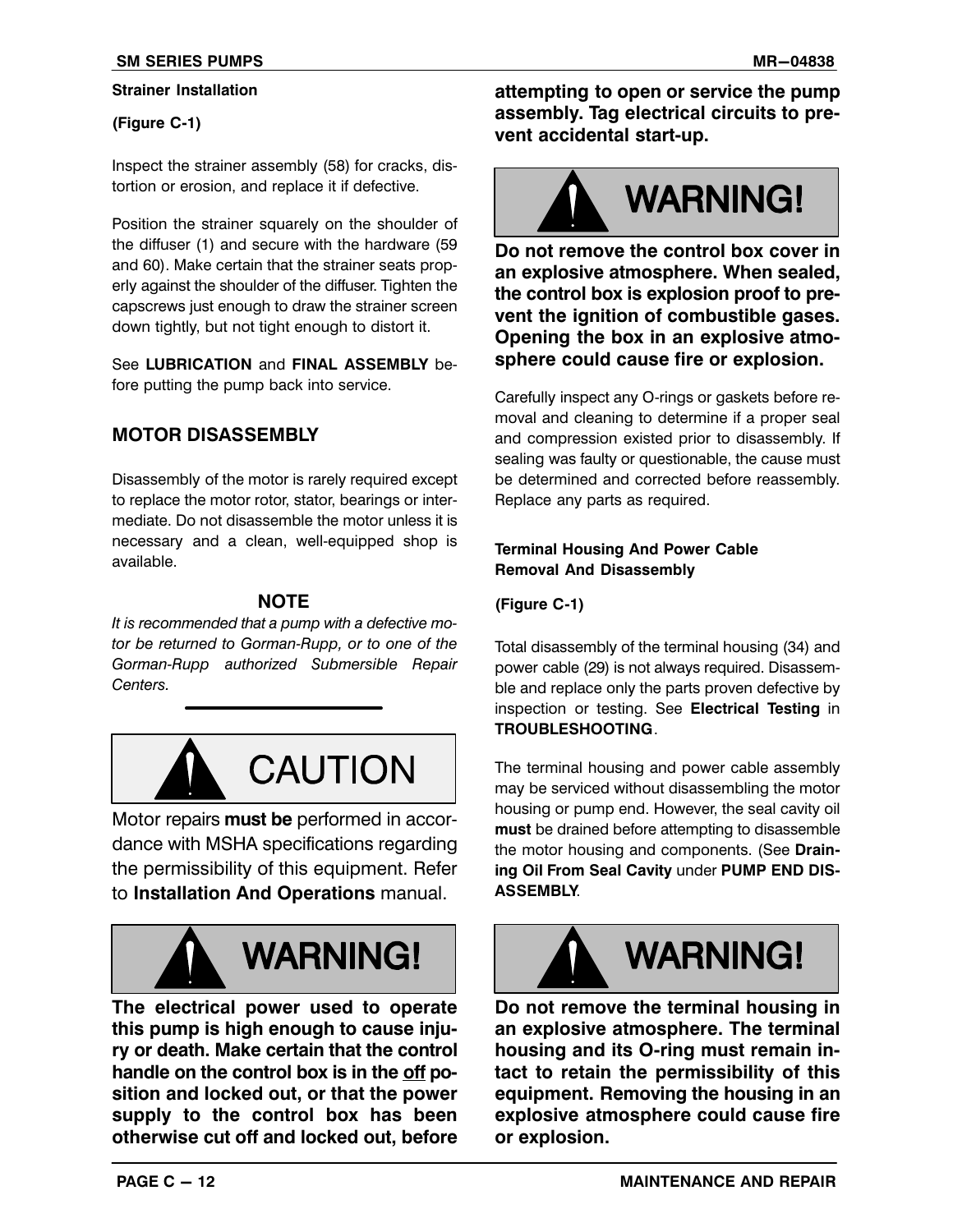#### Strainer Installation

**(Figure C-1)**

Inspect the strainer assembly (58) for cracks, distortion or erosion, and replace it if defective.

Position the strainer squarely on the shoulder of the diffuser (1) and secure with the hardware (59 and 60). Make certain that the strainer seats properly against the shoulder of the diffuser. Tighten the capscrews just enough to draw the strainer screen down tightly, but not tight enough to distort it.

See **LUBRICATION** and **FINAL ASSEMBLY** before putting the pump back into service.

## MOTOR DISASSEMBLY

Disassembly of the motor is rarely required except to replace the motor rotor, stator, bearings or intermediate. Do not disassemble the motor unless it is necessary and a clean, well-equipped shop is available.

**NOTE**

*It is recommended that a pump with a defective motor be returned to Gorman-Rupp, or to one of the Gorman-Rupp authorized Submersible Repair Centers.*

**CAUTION**

Motor repairs **must be** performed in accordance with MSHA specifications regarding the permissibility of this equipment. Refer to **Installation And Operations** manual.

**WARNING!**

**The electrical power used to operate this pump is high enough to cause injury or death. Make certain that the control handle on the control box is in the off position and locked out, or that the power supply to the control box has been otherwise cut off and locked out, before attempting to open or service the pump assembly. Tag electrical circuits to prevent accidental start-up.**

**WARNING!**

**Do not remove the control box cover in an explosive atmosphere. When sealed, the control box is explosion proof to prevent the ignition of combustible gases. Opening the box in an explosive atmosphere could cause fire or explosion.**

Carefully inspect any O-rings or gaskets before removal and cleaning to determine if a proper seal and compression existed prior to disassembly. If sealing was faulty or questionable, the cause must be determined and corrected before reassembly. Replace any parts as required.

#### Terminal Housing And Power Cable Removal And Disassembly

**(Figure C-1)**

Total disassembly of the terminal housing (34) and power cable (29) is not always required. Disassemble and replace only the parts proven defective by inspection or testing. See **Electrical Testing** in **TROUBLESHOOTING**.

The terminal housing and power cable assembly may be serviced without disassembling the motor housing or pump end. However, the seal cavity oil **must** be drained before attempting to disassemble the motor housing and components. (See **Draining Oil From Seal Cavity** under **PUMP END DISASSEMBLY**.

**WARNING!**

**Do not remove the terminal housing in an explosive atmosphere. The terminal housing and its O-ring must remain intact to retain the permissibility of this equipment. Removing the housing in an explosive atmosphere could cause fire or explosion.**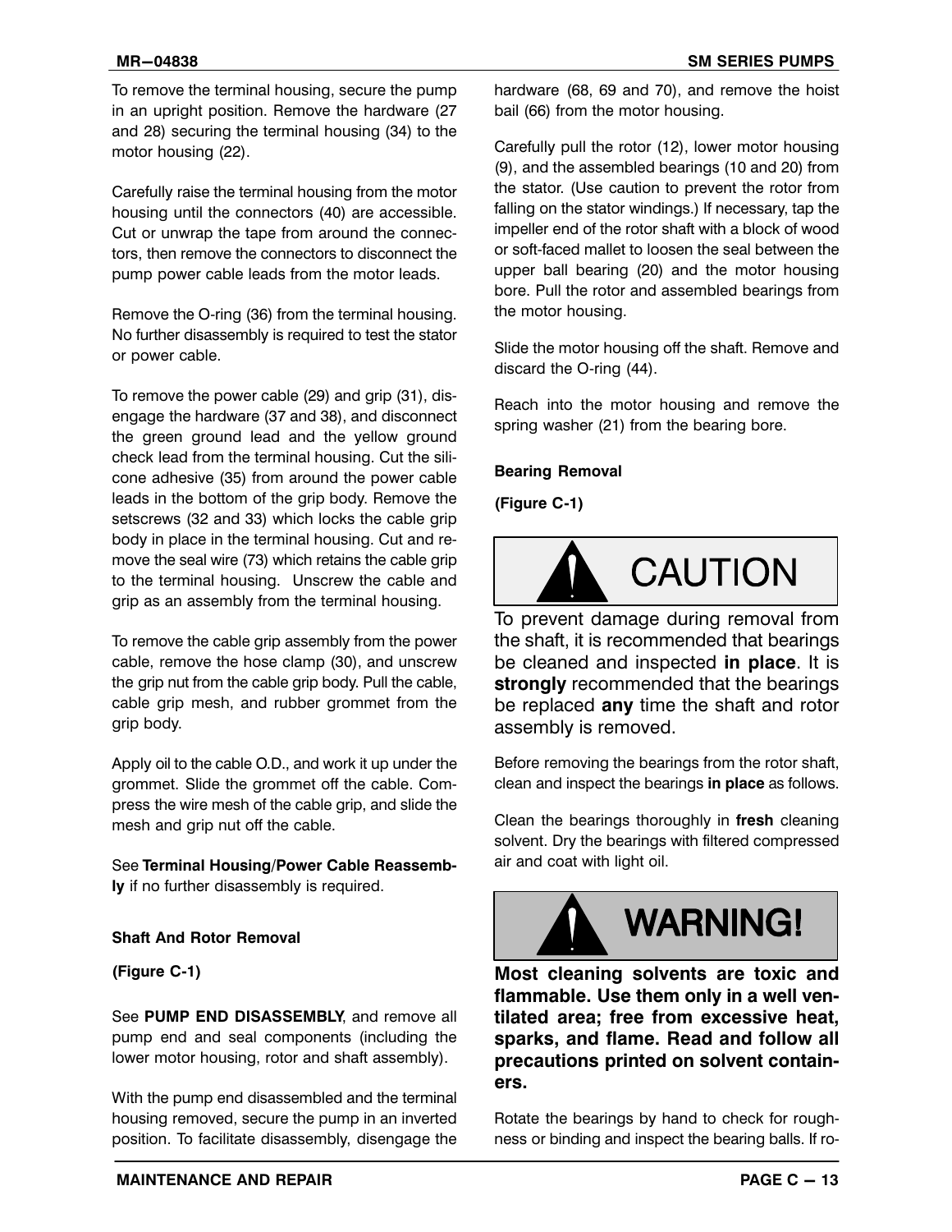To remove the terminal housing, secure the pump in an upright position. Remove the hardware (27 and 28) securing the terminal housing (34) to the motor housing (22).

Carefully raise the terminal housing from the motor housing until the connectors (40) are accessible. Cut or unwrap the tape from around the connectors, then remove the connectors to disconnect the pump power cable leads from the motor leads.

Remove the O-ring (36) from the terminal housing. No further disassembly is required to test the stator or power cable.

To remove the power cable (29) and grip (31), disengage the hardware (37 and 38), and disconnect the green ground lead and the yellow ground check lead from the terminal housing. Cut the silicone adhesive (35) from around the power cable leads in the bottom of the grip body. Remove the setscrews (32 and 33) which locks the cable grip body in place in the terminal housing. Cut and remove the seal wire (73) which retains the cable grip to the terminal housing. Unscrew the cable and grip as an assembly from the terminal housing.

To remove the cable grip assembly from the power cable, remove the hose clamp (30), and unscrew the grip nut from the cable grip body. Pull the cable, cable grip mesh, and rubber grommet from the grip body.

Apply oil to the cable O.D., and work it up under the grommet. Slide the grommet off the cable. Compress the wire mesh of the cable grip, and slide the mesh and grip nut off the cable.

See **Terminal Housing/Power Cable Reassembly** if no further disassembly is required.

### Shaft And Rotor Removal

**(Figure C-1)**

See **PUMP END DISASSEMBLY**, and remove all pump end and seal components (including the lower motor housing, rotor and shaft assembly).

With the pump end disassembled and the terminal housing removed, secure the pump in an inverted position. To facilitate disassembly, disengage the hardware (68, 69 and 70), and remove the hoist bail (66) from the motor housing.

Carefully pull the rotor (12), lower motor housing (9), and the assembled bearings (10 and 20) from the stator. (Use caution to prevent the rotor from falling on the stator windings.) If necessary, tap the impeller end of the rotor shaft with a block of wood or soft-faced mallet to loosen the seal between the upper ball bearing (20) and the motor housing bore. Pull the rotor and assembled bearings from the motor housing.

Slide the motor housing off the shaft. Remove and discard the O-ring (44).

Reach into the motor housing and remove the spring washer (21) from the bearing bore.

### Bearing Removal

**(Figure C-1)**

**CAUTION**

To prevent damage during removal from the shaft, it is recommended that bearings be cleaned and inspected **in place**. It is **strongly** recommended that the bearings be replaced **any** time the shaft and rotor assembly is removed.

Before removing the bearings from the rotor shaft, clean and inspect the bearings **in place** as follows.

Clean the bearings thoroughly in **fresh** cleaning solvent. Dry the bearings with filtered compressed air and coat with light oil.

**WARNING!**

**Most cleaning solvents are toxic and flammable. Use them only in a well ventilated area; free from excessive heat, sparks, and flame. Read and follow all precautions printed on solvent containers.**

Rotate the bearings by hand to check for roughness or binding and inspect the bearing balls. If ro-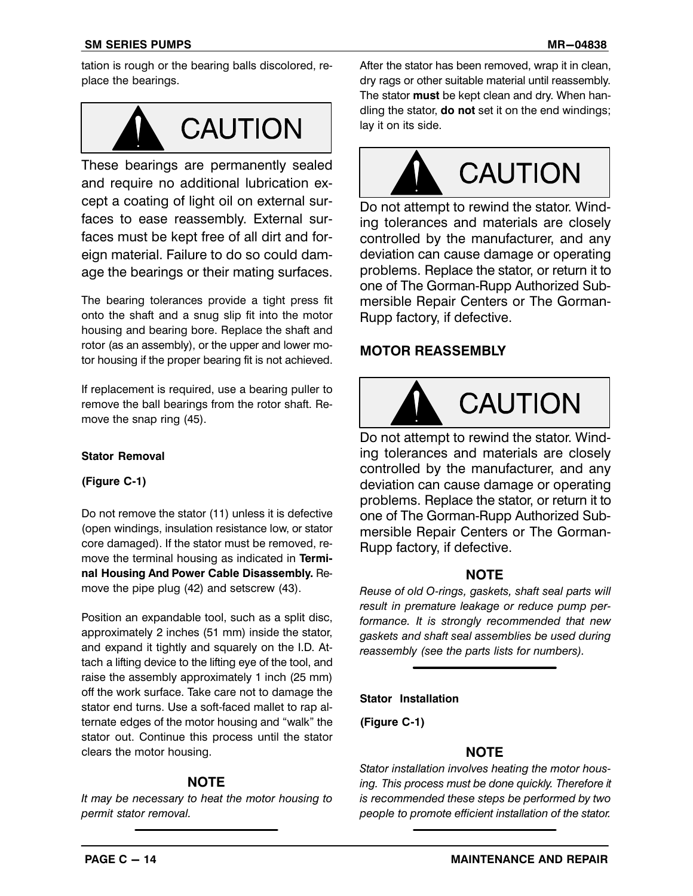tation is rough or the bearing balls discolored, replace the bearings.

**CAUTION**

These bearings are permanently sealed and require no additional lubrication except a coating of light oil on external surfaces to ease reassembly. External surfaces must be kept free of all dirt and foreign material. Failure to do so could damage the bearings or their mating surfaces.

The bearing tolerances provide a tight press fit onto the shaft and a snug slip fit into the motor housing and bearing bore. Replace the shaft and rotor (as an assembly), or the upper and lower motor housing if the proper bearing fit is not achieved.

If replacement is required, use a bearing puller to remove the ball bearings from the rotor shaft. Remove the snap ring (45).

#### Stator Removal

**(Figure C-1)**

Do not remove the stator (11) unless it is defective (open windings, insulation resistance low, or stator core damaged). If the stator must be removed, remove the terminal housing as indicated in **Terminal Housing And Power Cable Disassembly.** Remove the pipe plug (42) and setscrew (43).

Position an expandable tool, such as a split disc, approximately 2 inches (51 mm) inside the stator, and expand it tightly and squarely on the I.D. Attach a lifting device to the lifting eye of the tool, and raise the assembly approximately 1 inch (25 mm) off the work surface. Take care not to damage the stator end turns. Use a soft-faced mallet to rap alternate edges of the motor housing and "walk" the stator out. Continue this process until the stator clears the motor housing.

**NOTE**

*It may be necessary to heat the motor housing to permit stator removal.*

After the stator has been removed, wrap it in clean, dry rags or other suitable material until reassembly. The stator **must** be kept clean and dry. When handling the stator, **do not** set it on the end windings; lay it on its side.

**CAUTION**

Do not attempt to rewind the stator. Winding tolerances and materials are closely controlled by the manufacturer, and any deviation can cause damage or operating problems. Replace the stator, or return it to one of The Gorman-Rupp Authorized Submersible Repair Centers or The Gorman-Rupp factory, if defective.

### MOTOR REASSEMBLY

**CAUTION**

Do not attempt to rewind the stator. Winding tolerances and materials are closely controlled by the manufacturer, and any deviation can cause damage or operating problems. Replace the stator, or return it to one of The Gorman-Rupp Authorized Submersible Repair Centers or The Gorman-Rupp factory, if defective.

**NOTE**

*Reuse of old O-rings, gaskets, shaft seal parts will result in premature leakage or reduce pump performance. It is strongly recommended that new gaskets and shaft seal assemblies be used during reassembly (see the parts lists for numbers).*

#### Stator Installation

**(Figure C-1)**

**NOTE**

*Stator installation involves heating the motor housing. This process must be done quickly. Therefore it is recommended these steps be performed by two people to promote efficient installation of the stator.*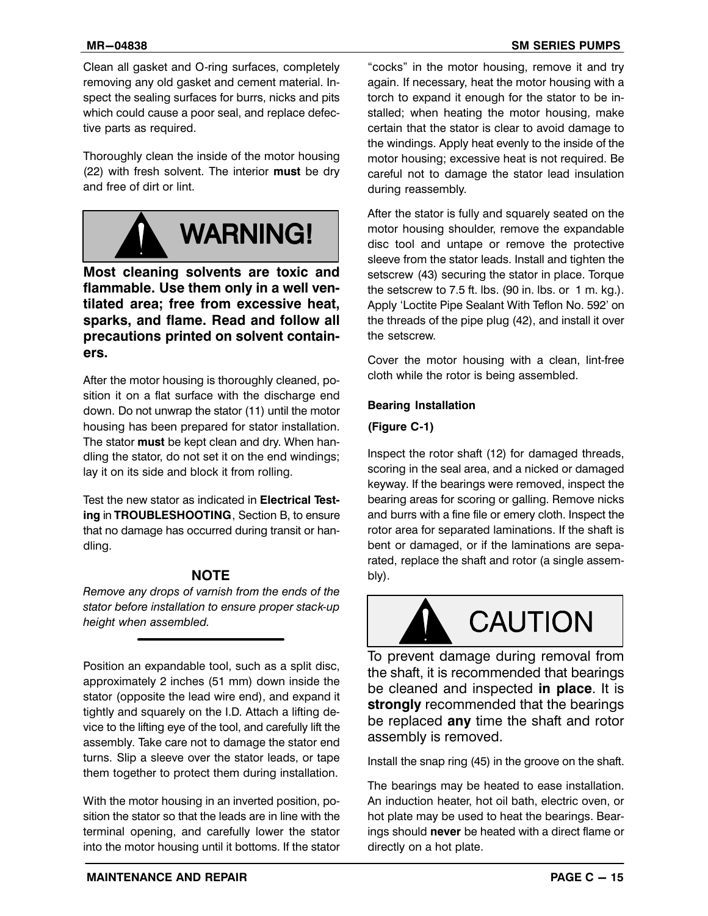Clean all gasket and O-ring surfaces, completely removing any old gasket and cement material. Inspect the sealing surfaces for burrs, nicks and pits which could cause a poor seal, and replace defective parts as required.

Thoroughly clean the inside of the motor housing (22) with fresh solvent. The interior **must** be dry and free of dirt or lint.

**WARNING!**

**Most cleaning solvents are toxic and flammable. Use them only in a well ventilated area; free from excessive heat, sparks, and flame. Read and follow all precautions printed on solvent containers.**

After the motor housing is thoroughly cleaned, position it on a flat surface with the discharge end down. Do not unwrap the stator (11) until the motor housing has been prepared for stator installation. The stator **must** be kept clean and dry. When handling the stator, do not set it on the end windings; lay it on its side and block it from rolling.

Test the new stator as indicated in **Electrical Testing** in **TROUBLESHOOTING**, Section B, to ensure that no damage has occurred during transit or handling.

**NOTE**

*Remove any drops of varnish from the ends of the stator before installation to ensure proper stack-up height when assembled.*

Position an expandable tool, such as a split disc, approximately 2 inches (51 mm) down inside the stator (opposite the lead wire end), and expand it tightly and squarely on the I.D. Attach a lifting device to the lifting eye of the tool, and carefully lift the assembly. Take care not to damage the stator end turns. Slip a sleeve over the stator leads, or tape them together to protect them during installation.

With the motor housing in an inverted position, position the stator so that the leads are in line with the terminal opening, and carefully lower the stator into the motor housing until it bottoms. If the stator "cocks" in the motor housing, remove it and try again. If necessary, heat the motor housing with a torch to expand it enough for the stator to be installed; when heating the motor housing, make certain that the stator is clear to avoid damage to the windings. Apply heat evenly to the inside of the motor housing; excessive heat is not required. Be careful not to damage the stator lead insulation during reassembly.

After the stator is fully and squarely seated on the motor housing shoulder, remove the expandable disc tool and untape or remove the protective sleeve from the stator leads. Install and tighten the setscrew (43) securing the stator in place. Torque the setscrew to 7.5 ft. lbs. (90 in. lbs. or 1 m. kg.). Apply 'Loctite Pipe Sealant With Teflon No. 592' on the threads of the pipe plug (42), and install it over the setscrew.

Cover the motor housing with a clean, lint-free cloth while the rotor is being assembled.

#### Bearing Installation

**(Figure C-1)**

Inspect the rotor shaft (12) for damaged threads, scoring in the seal area, and a nicked or damaged keyway. If the bearings were removed, inspect the bearing areas for scoring or galling. Remove nicks and burrs with a fine file or emery cloth. Inspect the rotor area for separated laminations. If the shaft is bent or damaged, or if the laminations are separated, replace the shaft and rotor (a single assembly).

**CAUTION**

To prevent damage during removal from the shaft, it is recommended that bearings be cleaned and inspected **in place**. It is **strongly** recommended that the bearings be replaced **any** time the shaft and rotor assembly is removed.

Install the snap ring (45) in the groove on the shaft.

The bearings may be heated to ease installation. An induction heater, hot oil bath, electric oven, or hot plate may be used to heat the bearings. Bearings should **never** be heated with a direct flame or directly on a hot plate.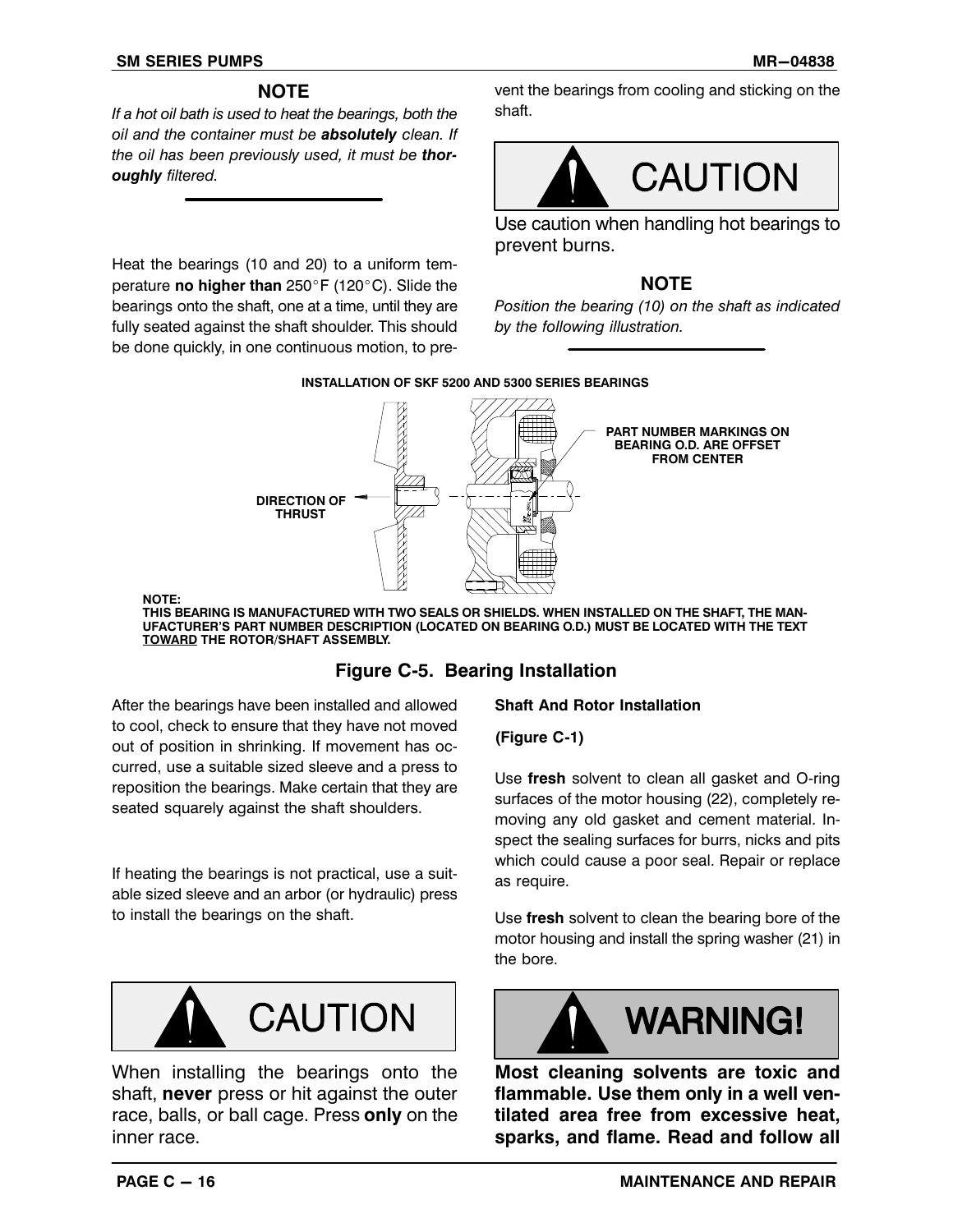### NOTE

*If a hot oil bath is used to heat the bearings, both the oil and the container must be* ***absolutely*** *clean. If the oil has been previously used, it must be* ***thoroughly*** *filtered.*

Heat the bearings (10 and 20) to a uniform temperature **no higher than** 250°F (120°C). Slide the bearings onto the shaft, one at a time, until they are fully seated against the shaft shoulder. This should be done quickly, in one continuous motion, to prevent the bearings from cooling and sticking on the shaft.

**CAUTION**

Use caution when handling hot bearings to prevent burns.

### NOTE

*Position the bearing (10) on the shaft as indicated by the following illustration.*

**INSTALLATION OF SKF 5200 AND 5300 SERIES BEARINGS**

DIRECTION OF THRUST

PART NUMBER MARKINGS ON BEARING O.D. ARE OFFSET FROM CENTER

NOTE:
THIS BEARING IS MANUFACTURED WITH TWO SEALS OR SHIELDS. WHEN INSTALLED ON THE SHAFT, THE MANUFACTURER'S PART NUMBER DESCRIPTION (LOCATED ON BEARING O.D.) MUST BE LOCATED WITH THE TEXT TOWARD THE ROTOR/SHAFT ASSEMBLY.

**Figure C-5. Bearing Installation**

After the bearings have been installed and allowed to cool, check to ensure that they have not moved out of position in shrinking. If movement has occurred, use a suitable sized sleeve and a press to reposition the bearings. Make certain that they are seated squarely against the shaft shoulders.

If heating the bearings is not practical, use a suitable sized sleeve and an arbor (or hydraulic) press to install the bearings on the shaft.

**CAUTION**

When installing the bearings onto the shaft, **never** press or hit against the outer race, balls, or ball cage. Press **only** on the inner race.

#### Shaft And Rotor Installation

**(Figure C-1)**

Use **fresh** solvent to clean all gasket and O-ring surfaces of the motor housing (22), completely removing any old gasket and cement material. Inspect the sealing surfaces for burrs, nicks and pits which could cause a poor seal. Repair or replace as require.

Use **fresh** solvent to clean the bearing bore of the motor housing and install the spring washer (21) in the bore.

**WARNING!**

**Most cleaning solvents are toxic and flammable. Use them only in a well ventilated area free from excessive heat, sparks, and flame. Read and follow all**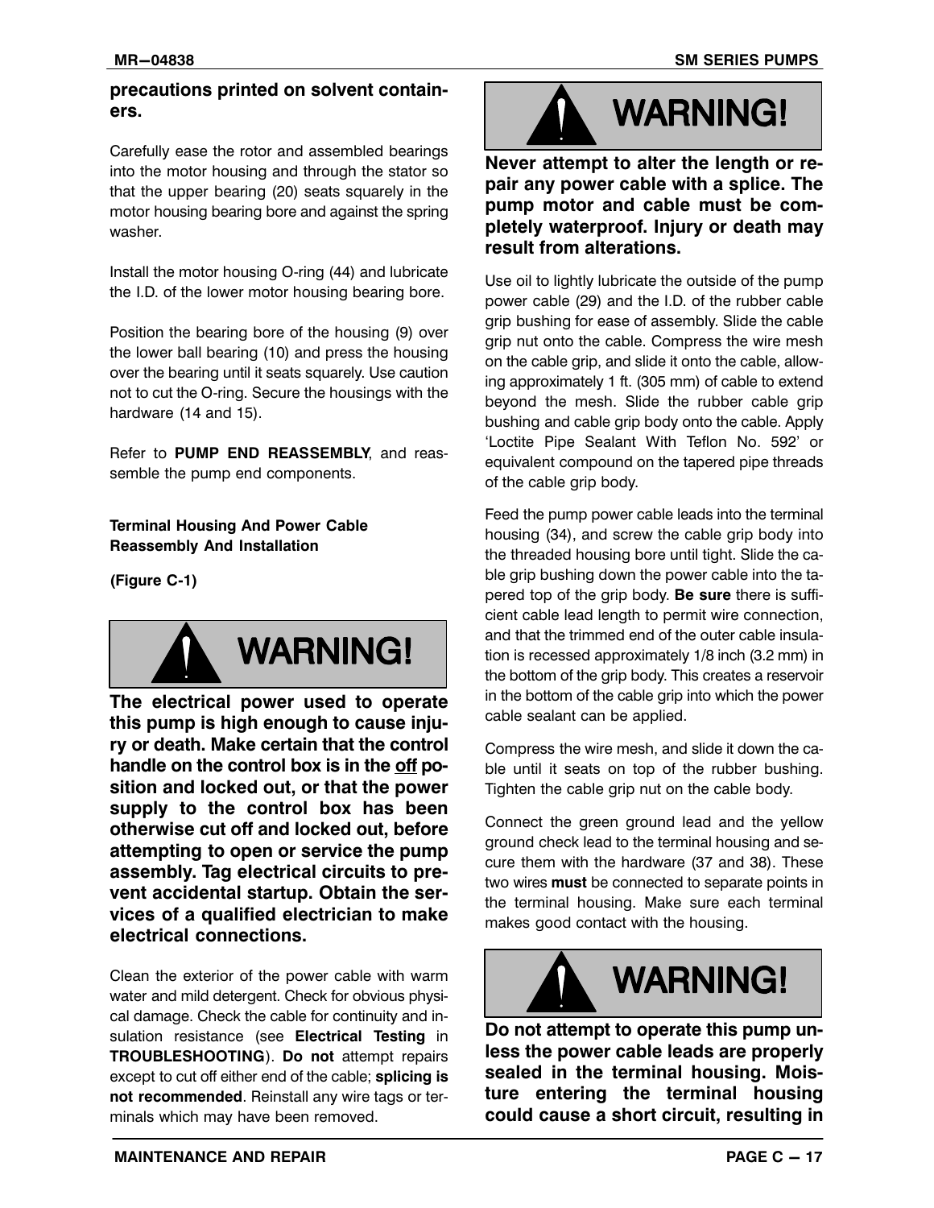**precautions printed on solvent containers.**

Carefully ease the rotor and assembled bearings into the motor housing and through the stator so that the upper bearing (20) seats squarely in the motor housing bearing bore and against the spring washer.

Install the motor housing O-ring (44) and lubricate the I.D. of the lower motor housing bearing bore.

Position the bearing bore of the housing (9) over the lower ball bearing (10) and press the housing over the bearing until it seats squarely. Use caution not to cut the O-ring. Secure the housings with the hardware (14 and 15).

Refer to **PUMP END REASSEMBLY**, and reassemble the pump end components.

#### Terminal Housing And Power Cable Reassembly And Installation

**(Figure C-1)**

**WARNING!**

**The electrical power used to operate this pump is high enough to cause injury or death. Make certain that the control handle on the control box is in the off position and locked out, or that the power supply to the control box has been otherwise cut off and locked out, before attempting to open or service the pump assembly. Tag electrical circuits to prevent accidental startup. Obtain the services of a qualified electrician to make electrical connections.**

Clean the exterior of the power cable with warm water and mild detergent. Check for obvious physical damage. Check the cable for continuity and insulation resistance (see **Electrical Testing** in **TROUBLESHOOTING**). **Do not** attempt repairs except to cut off either end of the cable; **splicing is not recommended**. Reinstall any wire tags or terminals which may have been removed.

**WARNING!**

**Never attempt to alter the length or repair any power cable with a splice. The pump motor and cable must be completely waterproof. Injury or death may result from alterations.**

Use oil to lightly lubricate the outside of the pump power cable (29) and the I.D. of the rubber cable grip bushing for ease of assembly. Slide the cable grip nut onto the cable. Compress the wire mesh on the cable grip, and slide it onto the cable, allowing approximately 1 ft. (305 mm) of cable to extend beyond the mesh. Slide the rubber cable grip bushing and cable grip body onto the cable. Apply 'Loctite Pipe Sealant With Teflon No. 592' or equivalent compound on the tapered pipe threads of the cable grip body.

Feed the pump power cable leads into the terminal housing (34), and screw the cable grip body into the threaded housing bore until tight. Slide the cable grip bushing down the power cable into the tapered top of the grip body. **Be sure** there is sufficient cable lead length to permit wire connection, and that the trimmed end of the outer cable insulation is recessed approximately 1/8 inch (3.2 mm) in the bottom of the grip body. This creates a reservoir in the bottom of the cable grip into which the power cable sealant can be applied.

Compress the wire mesh, and slide it down the cable until it seats on top of the rubber bushing. Tighten the cable grip nut on the cable body.

Connect the green ground lead and the yellow ground check lead to the terminal housing and secure them with the hardware (37 and 38). These two wires **must** be connected to separate points in the terminal housing. Make sure each terminal makes good contact with the housing.

**WARNING!**

**Do not attempt to operate this pump unless the power cable leads are properly sealed in the terminal housing. Moisture entering the terminal housing could cause a short circuit, resulting in**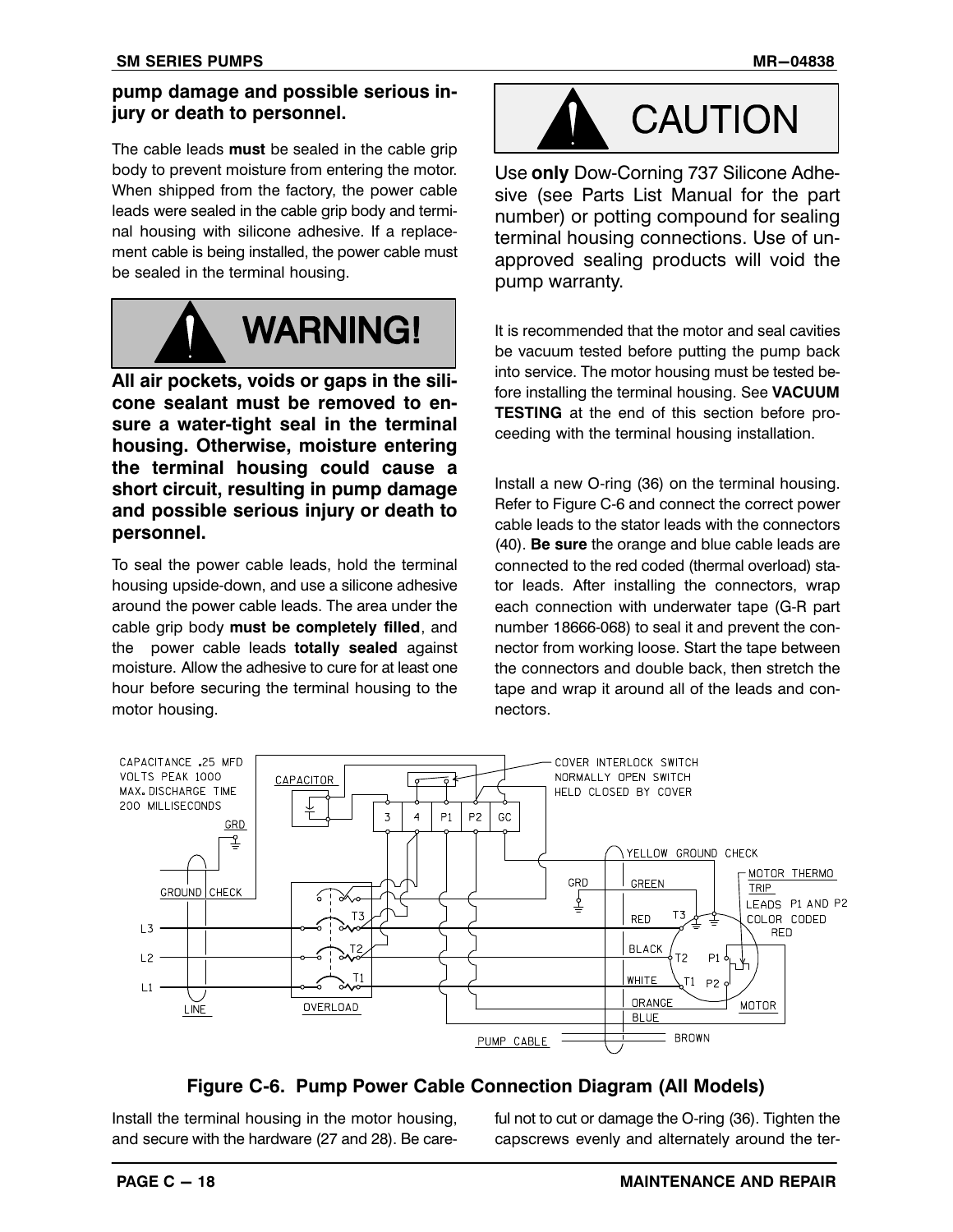**pump damage and possible serious injury or death to personnel.**

The cable leads **must** be sealed in the cable grip body to prevent moisture from entering the motor. When shipped from the factory, the power cable leads were sealed in the cable grip body and terminal housing with silicone adhesive. If a replacement cable is being installed, the power cable must be sealed in the terminal housing.

## WARNING!

**All air pockets, voids or gaps in the silicone sealant must be removed to ensure a water-tight seal in the terminal housing. Otherwise, moisture entering the terminal housing could cause a short circuit, resulting in pump damage and possible serious injury or death to personnel.**

To seal the power cable leads, hold the terminal housing upside-down, and use a silicone adhesive around the power cable leads. The area under the cable grip body **must be completely filled**, and the power cable leads **totally sealed** against moisture. Allow the adhesive to cure for at least one hour before securing the terminal housing to the motor housing.

## CAUTION

Use **only** Dow-Corning 737 Silicone Adhesive (see Parts List Manual for the part number) or potting compound for sealing terminal housing connections. Use of unapproved sealing products will void the pump warranty.

It is recommended that the motor and seal cavities be vacuum tested before putting the pump back into service. The motor housing must be tested before installing the terminal housing. See **VACUUM TESTING** at the end of this section before proceeding with the terminal housing installation.

Install a new O-ring (36) on the terminal housing. Refer to Figure C-6 and connect the correct power cable leads to the stator leads with the connectors (40). **Be sure** the orange and blue cable leads are connected to the red coded (thermal overload) stator leads. After installing the connectors, wrap each connection with underwater tape (G-R part number 18666-068) to seal it and prevent the connector from working loose. Start the tape between the connectors and double back, then stretch the tape and wrap it around all of the leads and connectors.

CAPACITANCE .25 MFD
VOLTS PEAK 1000
MAX. DISCHARGE TIME
200 MILLISECONDS

CAPACITOR

COVER INTERLOCK SWITCH
NORMALLY OPEN SWITCH
HELD CLOSED BY COVER

3 | 4 | P1 | P2 | GC

GRD

YELLOW GROUND CHECK

GROUND CHECK

GRD | GREEN

MOTOR THERMO TRIP LEADS P1 AND P2 COLOR CODED RED

L3 | T3 | RED | T3

L2 | T2 | BLACK | T2 | P1

L1 | T1 | WHITE | T1 | P2

LINE | OVERLOAD | ORANGE | BLUE | MOTOR

PUMP CABLE | BROWN

**Figure C-6. Pump Power Cable Connection Diagram (All Models)**

Install the terminal housing in the motor housing, and secure with the hardware (27 and 28). Be careful not to cut or damage the O-ring (36). Tighten the capscrews evenly and alternately around the ter-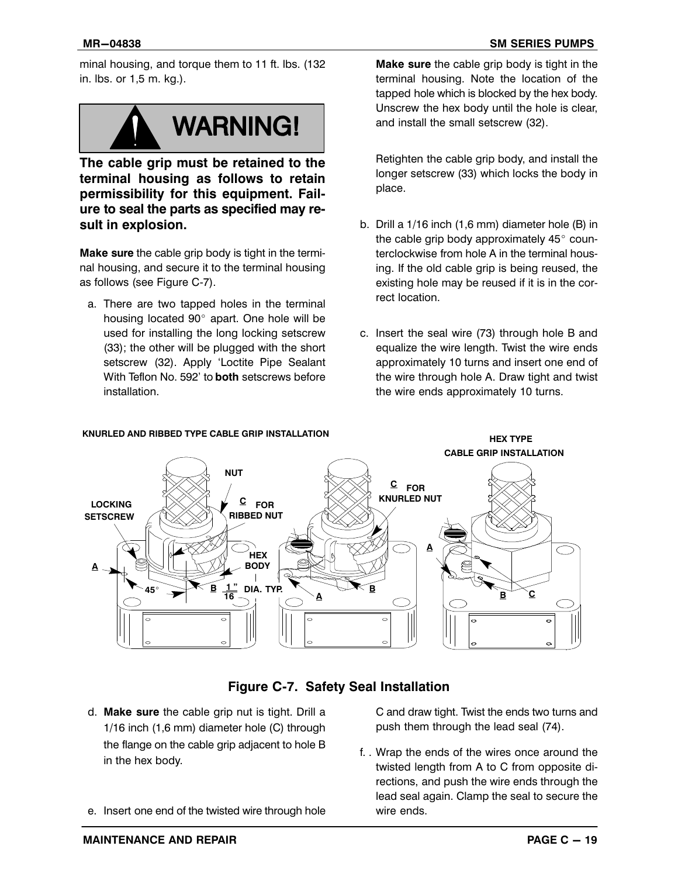minal housing, and torque them to 11 ft. lbs. (132 in. lbs. or 1,5 m. kg.).

**WARNING!**

**The cable grip must be retained to the terminal housing as follows to retain permissibility for this equipment. Failure to seal the parts as specified may result in explosion.**

**Make sure** the cable grip body is tight in the terminal housing, and secure it to the terminal housing as follows (see Figure C-7).

a. There are two tapped holes in the terminal housing located 90° apart. One hole will be used for installing the long locking setscrew (33); the other will be plugged with the short setscrew (32). Apply 'Loctite Pipe Sealant With Teflon No. 592' to **both** setscrews before installation.

   **Make sure** the cable grip body is tight in the terminal housing. Note the location of the tapped hole which is blocked by the hex body. Unscrew the hex body until the hole is clear, and install the small setscrew (32).

   Retighten the cable grip body, and install the longer setscrew (33) which locks the body in place.

b. Drill a 1/16 inch (1,6 mm) diameter hole (B) in the cable grip body approximately 45° counterclockwise from hole A in the terminal housing. If the old cable grip is being reused, the existing hole may be reused if it is in the correct location.

c. Insert the seal wire (73) through hole B and equalize the wire length. Twist the wire ends approximately 10 turns and insert one end of the wire through hole A. Draw tight and twist the wire ends approximately 10 turns.

**Figure C-7. Safety Seal Installation**

d. **Make sure** the cable grip nut is tight. Drill a 1/16 inch (1,6 mm) diameter hole (C) through the flange on the cable grip adjacent to hole B in the hex body.

e. Insert one end of the twisted wire through hole C and draw tight. Twist the ends two turns and push them through the lead seal (74).

f. Wrap the ends of the wires once around the twisted length from A to C from opposite directions, and push the wire ends through the lead seal again. Clamp the seal to secure the wire ends.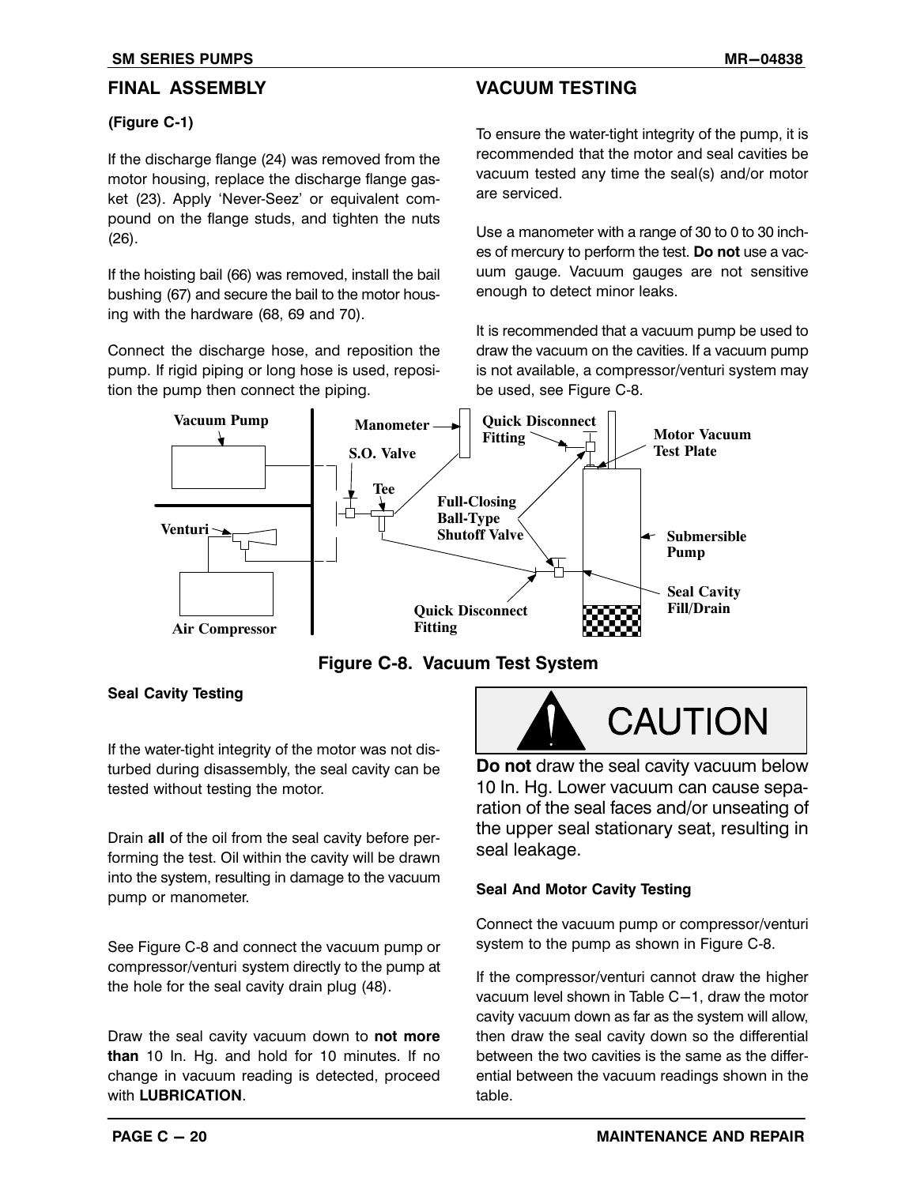## FINAL ASSEMBLY

**(Figure C-1)**

If the discharge flange (24) was removed from the motor housing, replace the discharge flange gasket (23). Apply 'Never-Seez' or equivalent compound on the flange studs, and tighten the nuts (26).

If the hoisting bail (66) was removed, install the bail bushing (67) and secure the bail to the motor housing with the hardware (68, 69 and 70).

Connect the discharge hose, and reposition the pump. If rigid piping or long hose is used, reposition the pump then connect the piping.

## VACUUM TESTING

To ensure the water-tight integrity of the pump, it is recommended that the motor and seal cavities be vacuum tested any time the seal(s) and/or motor are serviced.

Use a manometer with a range of 30 to 0 to 30 inches of mercury to perform the test. **Do not** use a vacuum gauge. Vacuum gauges are not sensitive enough to detect minor leaks.

It is recommended that a vacuum pump be used to draw the vacuum on the cavities. If a vacuum pump is not available, a compressor/venturi system may be used, see Figure C-8.

**Figure C-8. Vacuum Test System**

### Seal Cavity Testing

If the water-tight integrity of the motor was not disturbed during disassembly, the seal cavity can be tested without testing the motor.

Drain **all** of the oil from the seal cavity before performing the test. Oil within the cavity will be drawn into the system, resulting in damage to the vacuum pump or manometer.

See Figure C-8 and connect the vacuum pump or compressor/venturi system directly to the pump at the hole for the seal cavity drain plug (48).

Draw the seal cavity vacuum down to **not more than** 10 In. Hg. and hold for 10 minutes. If no change in vacuum reading is detected, proceed with **LUBRICATION**.

**CAUTION**

**Do not** draw the seal cavity vacuum below 10 In. Hg. Lower vacuum can cause separation of the seal faces and/or unseating of the upper seal stationary seat, resulting in seal leakage.

### Seal And Motor Cavity Testing

Connect the vacuum pump or compressor/venturi system to the pump as shown in Figure C-8.

If the compressor/venturi cannot draw the higher vacuum level shown in Table C−1, draw the motor cavity vacuum down as far as the system will allow, then draw the seal cavity down so the differential between the two cavities is the same as the differential between the vacuum readings shown in the table.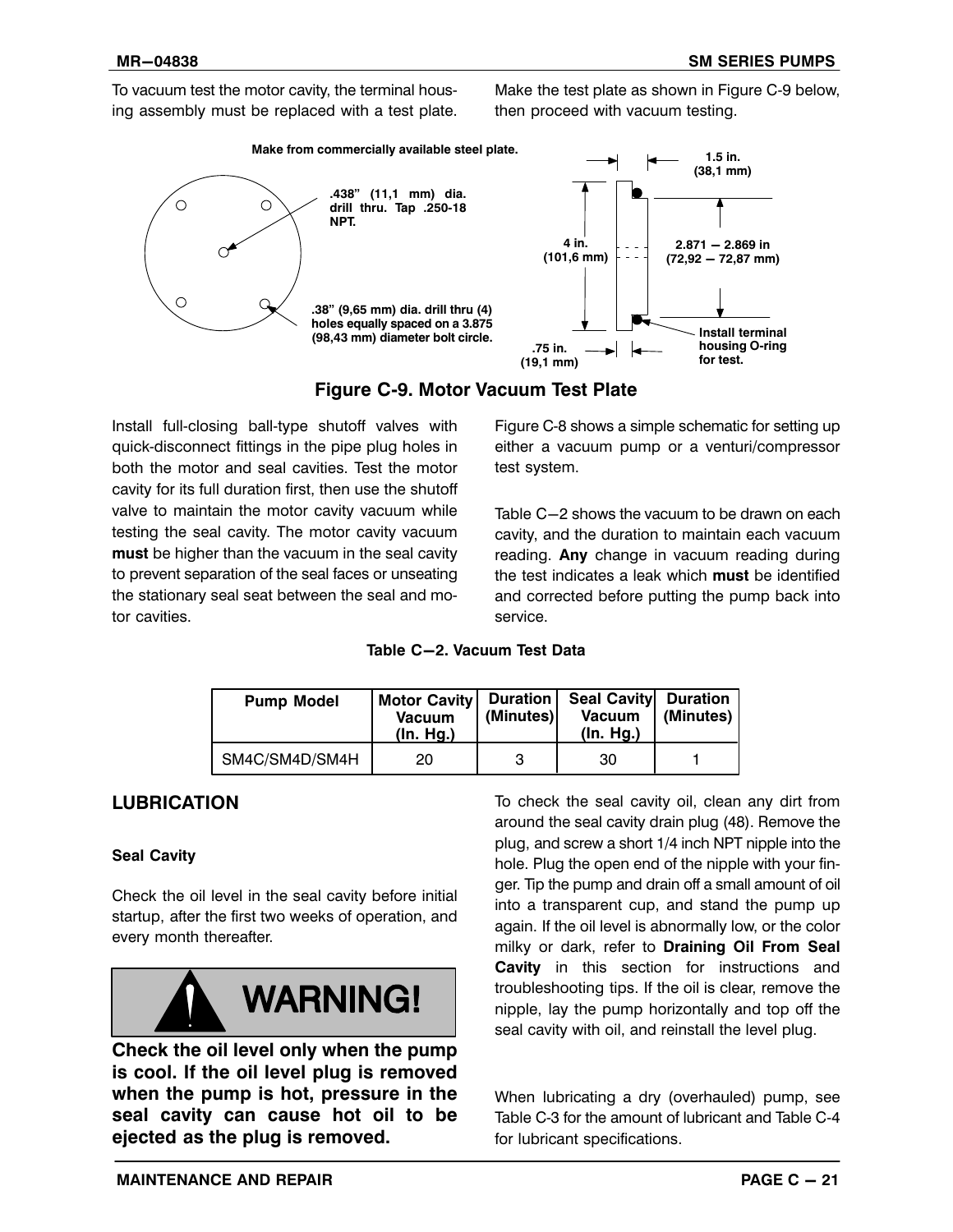To vacuum test the motor cavity, the terminal housing assembly must be replaced with a test plate. Make the test plate as shown in Figure C-9 below, then proceed with vacuum testing.

Make from commercially available steel plate.

.438" (11,1 mm) dia. drill thru. Tap .250-18 NPT.

.38" (9,65 mm) dia. drill thru (4) holes equally spaced on a 3.875 (98,43 mm) diameter bolt circle.

1.5 in. (38,1 mm)

4 in. (101,6 mm)

2.871 — 2.869 in (72,92 — 72,87 mm)

.75 in. (19,1 mm)

Install terminal housing O-ring for test.

**Figure C-9. Motor Vacuum Test Plate**

Install full-closing ball-type shutoff valves with quick-disconnect fittings in the pipe plug holes in both the motor and seal cavities. Test the motor cavity for its full duration first, then use the shutoff valve to maintain the motor cavity vacuum while testing the seal cavity. The motor cavity vacuum **must** be higher than the vacuum in the seal cavity to prevent separation of the seal faces or unseating the stationary seal seat between the seal and motor cavities.

Figure C-8 shows a simple schematic for setting up either a vacuum pump or a venturi/compressor test system.

Table C−2 shows the vacuum to be drawn on each cavity, and the duration to maintain each vacuum reading. **Any** change in vacuum reading during the test indicates a leak which **must** be identified and corrected before putting the pump back into service.

**Table C−2. Vacuum Test Data**

| Pump Model | Motor Cavity Vacuum (In. Hg.) | Duration (Minutes) | Seal Cavity Vacuum (In. Hg.) | Duration (Minutes) |
|---|---|---|---|---|
| SM4C/SM4D/SM4H | 20 | 3 | 30 | 1 |

## LUBRICATION

### Seal Cavity

Check the oil level in the seal cavity before initial startup, after the first two weeks of operation, and every month thereafter.

**WARNING!**

**Check the oil level only when the pump is cool. If the oil level plug is removed when the pump is hot, pressure in the seal cavity can cause hot oil to be ejected as the plug is removed.**

To check the seal cavity oil, clean any dirt from around the seal cavity drain plug (48). Remove the plug, and screw a short 1/4 inch NPT nipple into the hole. Plug the open end of the nipple with your finger. Tip the pump and drain off a small amount of oil into a transparent cup, and stand the pump up again. If the oil level is abnormally low, or the color milky or dark, refer to **Draining Oil From Seal Cavity** in this section for instructions and troubleshooting tips. If the oil is clear, remove the nipple, lay the pump horizontally and top off the seal cavity with oil, and reinstall the level plug.

When lubricating a dry (overhauled) pump, see Table C-3 for the amount of lubricant and Table C-4 for lubricant specifications.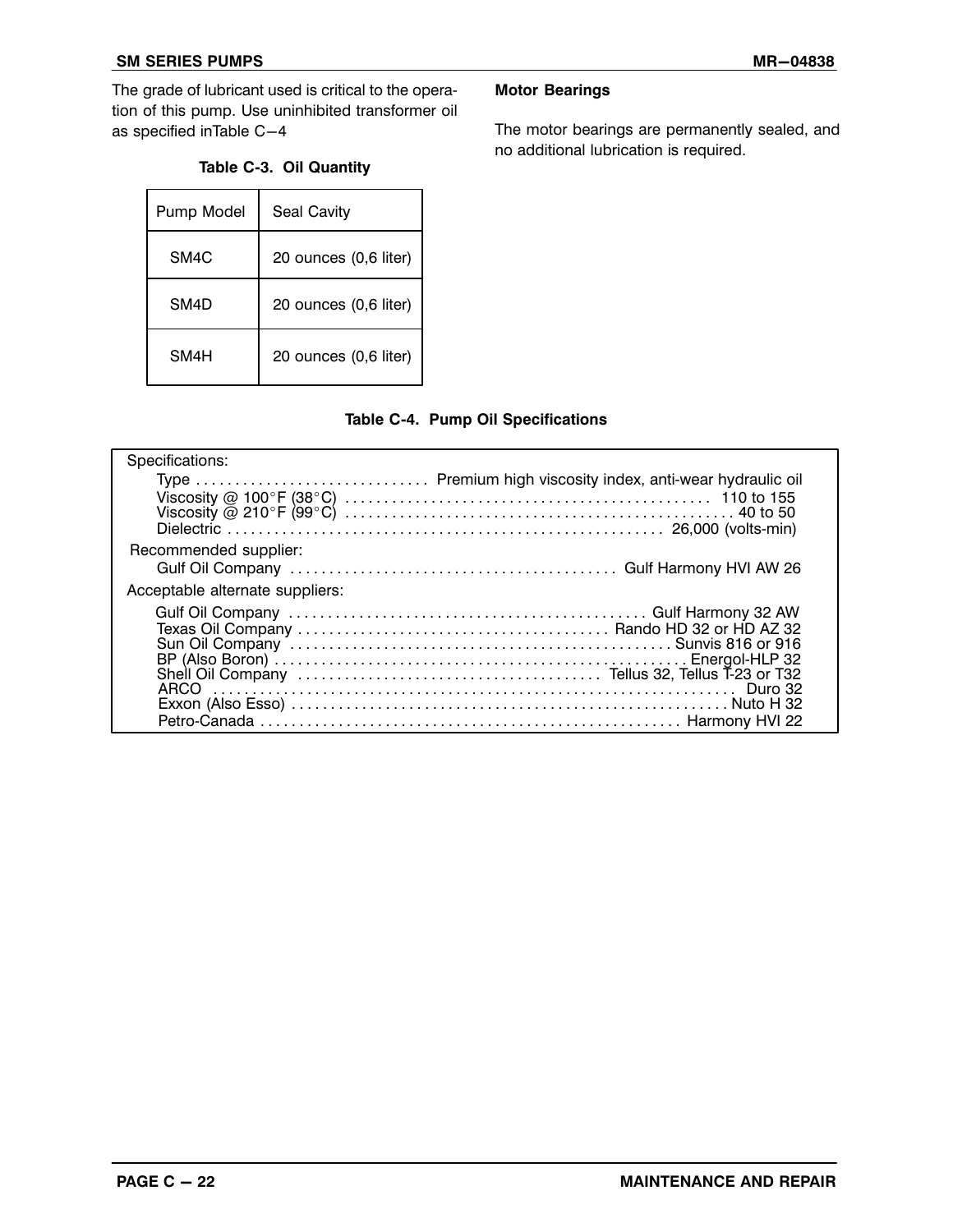The grade of lubricant used is critical to the operation of this pump. Use uninhibited transformer oil as specified inTable C−4

**Table C-3. Oil Quantity**

| Pump Model | Seal Cavity |
|---|---|
| SM4C | 20 ounces (0,6 liter) |
| SM4D | 20 ounces (0,6 liter) |
| SM4H | 20 ounces (0,6 liter) |

### Motor Bearings

The motor bearings are permanently sealed, and no additional lubrication is required.

**Table C-4. Pump Oil Specifications**

Specifications:

- Type . . . . . . . . . . . . . . . . . . . . . . . . . . . . . . Premium high viscosity index, anti-wear hydraulic oil
- Viscosity @ 100°F (38°C) . . . . . . . . . . . . . . . . . . . . . . . . . . . . . . 110 to 155
- Viscosity @ 210°F (99°C) . . . . . . . . . . . . . . . . . . . . . . . . . . . . . . 40 to 50
- Dielectric . . . . . . . . . . . . . . . . . . . . . . . . . . . . . . 26,000 (volts-min)

Recommended supplier:

- Gulf Oil Company . . . . . . . . . . . . . . . . . . . . . . . . . . . . . . Gulf Harmony HVI AW 26

Acceptable alternate suppliers:

- Gulf Oil Company . . . . . . . . . . . . . . . . . . . . . . . . . . . . . . Gulf Harmony 32 AW
- Texas Oil Company . . . . . . . . . . . . . . . . . . . . . . . . . . . . . . Rando HD 32 or HD AZ 32
- Sun Oil Company . . . . . . . . . . . . . . . . . . . . . . . . . . . . . . Sunvis 816 or 916
- BP (Also Boron) . . . . . . . . . . . . . . . . . . . . . . . . . . . . . . Energol-HLP 32
- Shell Oil Company . . . . . . . . . . . . . . . . . . . . . . . . . . . . . . Tellus 32, Tellus T-23 or T32
- ARCO . . . . . . . . . . . . . . . . . . . . . . . . . . . . . . Duro 32
- Exxon (Also Esso) . . . . . . . . . . . . . . . . . . . . . . . . . . . . . . Nuto H 32
- Petro-Canada . . . . . . . . . . . . . . . . . . . . . . . . . . . . . . Harmony HVI 22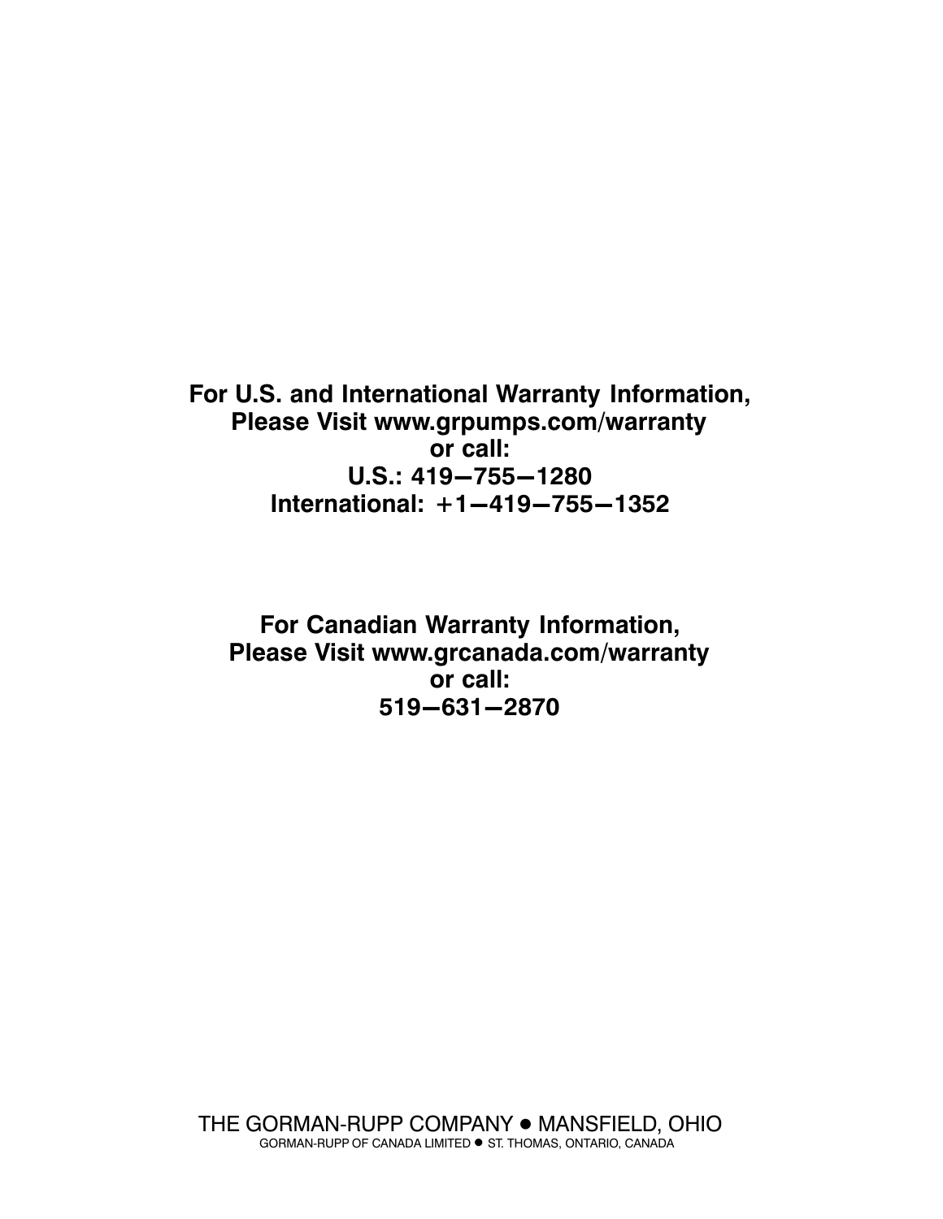**For U.S. and International Warranty Information,**
**Please Visit www.grpumps.com/warranty**
**or call:**
**U.S.: 419−755−1280**
**International: +1−419−755−1352**

**For Canadian Warranty Information,**
**Please Visit www.grcanada.com/warranty**
**or call:**
**519−631−2870**

THE GORMAN-RUPP COMPANY ● MANSFIELD, OHIO
GORMAN-RUPP OF CANADA LIMITED ● ST. THOMAS, ONTARIO, CANADA